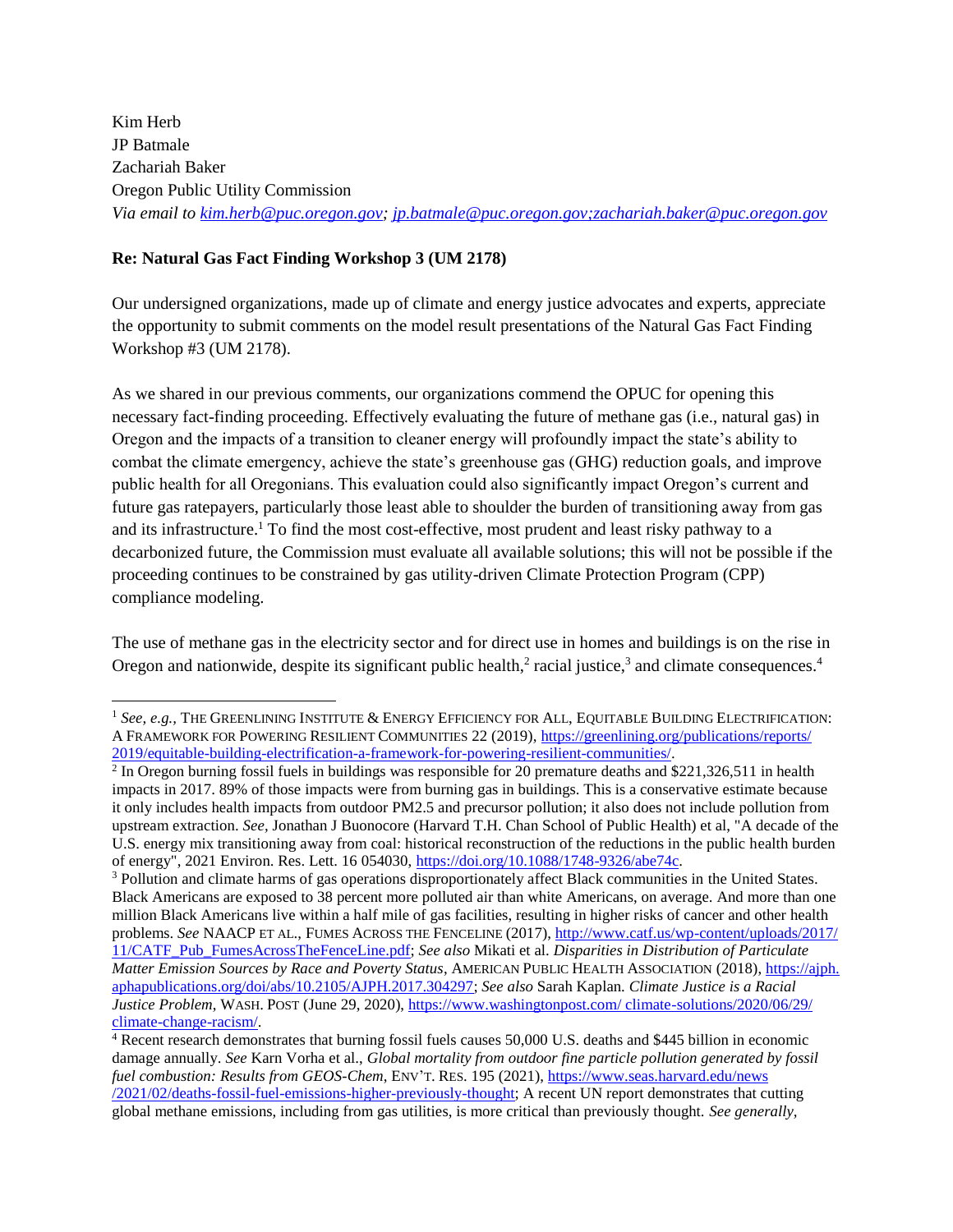Kim Herb
JP Batmale
Zachariah Baker
Oregon Public Utility Commission
*Via email to kim.herb@puc.oregon.gov; jp.batmale@puc.oregon.gov;zachariah.baker@puc.oregon.gov*

**Re: Natural Gas Fact Finding Workshop 3 (UM 2178)**

Our undersigned organizations, made up of climate and energy justice advocates and experts, appreciate the opportunity to submit comments on the model result presentations of the Natural Gas Fact Finding Workshop #3 (UM 2178).

As we shared in our previous comments, our organizations commend the OPUC for opening this necessary fact-finding proceeding. Effectively evaluating the future of methane gas (i.e., natural gas) in Oregon and the impacts of a transition to cleaner energy will profoundly impact the state's ability to combat the climate emergency, achieve the state's greenhouse gas (GHG) reduction goals, and improve public health for all Oregonians. This evaluation could also significantly impact Oregon's current and future gas ratepayers, particularly those least able to shoulder the burden of transitioning away from gas and its infrastructure.[1] To find the most cost-effective, most prudent and least risky pathway to a decarbonized future, the Commission must evaluate all available solutions; this will not be possible if the proceeding continues to be constrained by gas utility-driven Climate Protection Program (CPP) compliance modeling.

The use of methane gas in the electricity sector and for direct use in homes and buildings is on the rise in Oregon and nationwide, despite its significant public health,[2] racial justice,[3] and climate consequences.[4]

---

[1] *See, e.g.,* THE GREENLINING INSTITUTE & ENERGY EFFICIENCY FOR ALL, EQUITABLE BUILDING ELECTRIFICATION: A FRAMEWORK FOR POWERING RESILIENT COMMUNITIES 22 (2019), https://greenlining.org/publications/reports/2019/equitable-building-electrification-a-framework-for-powering-resilient-communities/.

[2] In Oregon burning fossil fuels in buildings was responsible for 20 premature deaths and $221,326,511 in health impacts in 2017. 89% of those impacts were from burning gas in buildings. This is a conservative estimate because it only includes health impacts from outdoor PM2.5 and precursor pollution; it also does not include pollution from upstream extraction. *See*, Jonathan J Buonocore (Harvard T.H. Chan School of Public Health) et al, "A decade of the U.S. energy mix transitioning away from coal: historical reconstruction of the reductions in the public health burden of energy", 2021 Environ. Res. Lett. 16 054030, https://doi.org/10.1088/1748-9326/abe74c.

[3] Pollution and climate harms of gas operations disproportionately affect Black communities in the United States. Black Americans are exposed to 38 percent more polluted air than white Americans, on average. And more than one million Black Americans live within a half mile of gas facilities, resulting in higher risks of cancer and other health problems. *See* NAACP ET AL., FUMES ACROSS THE FENCELINE (2017), http://www.catf.us/wp-content/uploads/2017/11/CATF_Pub_FumesAcrossTheFenceLine.pdf; *See also* Mikati et al. *Disparities in Distribution of Particulate Matter Emission Sources by Race and Poverty Status*, AMERICAN PUBLIC HEALTH ASSOCIATION (2018), https://ajph.aphapublications.org/doi/abs/10.2105/AJPH.2017.304297; *See also* Sarah Kaplan. *Climate Justice is a Racial Justice Problem*, WASH. POST (June 29, 2020), https://www.washingtonpost.com/ climate-solutions/2020/06/29/climate-change-racism/.

[4] Recent research demonstrates that burning fossil fuels causes 50,000 U.S. deaths and $445 billion in economic damage annually. *See* Karn Vorha et al., *Global mortality from outdoor fine particle pollution generated by fossil fuel combustion: Results from GEOS-Chem*, ENV'T. RES. 195 (2021), https://www.seas.harvard.edu/news/2021/02/deaths-fossil-fuel-emissions-higher-previously-thought; A recent UN report demonstrates that cutting global methane emissions, including from gas utilities, is more critical than previously thought. *See generally,*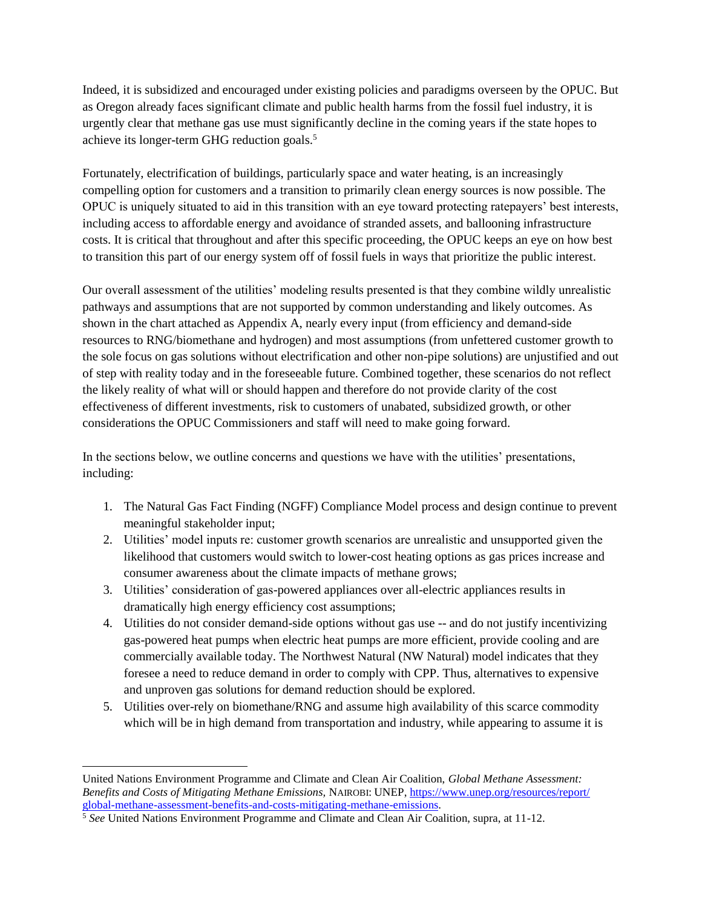Indeed, it is subsidized and encouraged under existing policies and paradigms overseen by the OPUC. But as Oregon already faces significant climate and public health harms from the fossil fuel industry, it is urgently clear that methane gas use must significantly decline in the coming years if the state hopes to achieve its longer-term GHG reduction goals.[5]

Fortunately, electrification of buildings, particularly space and water heating, is an increasingly compelling option for customers and a transition to primarily clean energy sources is now possible. The OPUC is uniquely situated to aid in this transition with an eye toward protecting ratepayers' best interests, including access to affordable energy and avoidance of stranded assets, and ballooning infrastructure costs. It is critical that throughout and after this specific proceeding, the OPUC keeps an eye on how best to transition this part of our energy system off of fossil fuels in ways that prioritize the public interest.

Our overall assessment of the utilities' modeling results presented is that they combine wildly unrealistic pathways and assumptions that are not supported by common understanding and likely outcomes. As shown in the chart attached as Appendix A, nearly every input (from efficiency and demand-side resources to RNG/biomethane and hydrogen) and most assumptions (from unfettered customer growth to the sole focus on gas solutions without electrification and other non-pipe solutions) are unjustified and out of step with reality today and in the foreseeable future. Combined together, these scenarios do not reflect the likely reality of what will or should happen and therefore do not provide clarity of the cost effectiveness of different investments, risk to customers of unabated, subsidized growth, or other considerations the OPUC Commissioners and staff will need to make going forward.

In the sections below, we outline concerns and questions we have with the utilities' presentations, including:

1. The Natural Gas Fact Finding (NGFF) Compliance Model process and design continue to prevent meaningful stakeholder input;
2. Utilities' model inputs re: customer growth scenarios are unrealistic and unsupported given the likelihood that customers would switch to lower-cost heating options as gas prices increase and consumer awareness about the climate impacts of methane grows;
3. Utilities' consideration of gas-powered appliances over all-electric appliances results in dramatically high energy efficiency cost assumptions;
4. Utilities do not consider demand-side options without gas use -- and do not justify incentivizing gas-powered heat pumps when electric heat pumps are more efficient, provide cooling and are commercially available today. The Northwest Natural (NW Natural) model indicates that they foresee a need to reduce demand in order to comply with CPP. Thus, alternatives to expensive and unproven gas solutions for demand reduction should be explored.
5. Utilities over-rely on biomethane/RNG and assume high availability of this scarce commodity which will be in high demand from transportation and industry, while appearing to assume it is

---

United Nations Environment Programme and Climate and Clean Air Coalition, *Global Methane Assessment: Benefits and Costs of Mitigating Methane Emissions*, NAIROBI: UNEP, https://www.unep.org/resources/report/global-methane-assessment-benefits-and-costs-mitigating-methane-emissions.

[5] *See* United Nations Environment Programme and Climate and Clean Air Coalition, supra, at 11-12.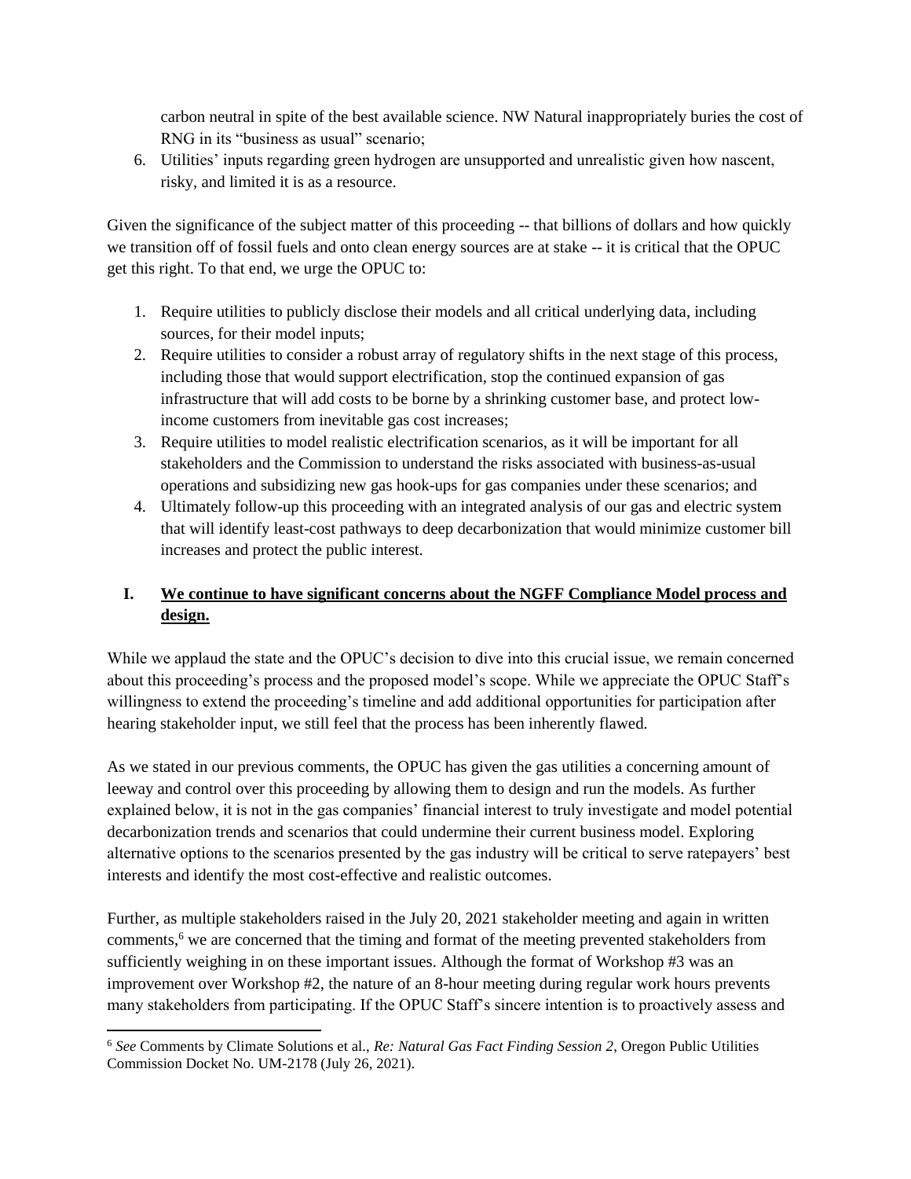carbon neutral in spite of the best available science. NW Natural inappropriately buries the cost of RNG in its "business as usual" scenario;

6. Utilities' inputs regarding green hydrogen are unsupported and unrealistic given how nascent, risky, and limited it is as a resource.

Given the significance of the subject matter of this proceeding -- that billions of dollars and how quickly we transition off of fossil fuels and onto clean energy sources are at stake -- it is critical that the OPUC get this right. To that end, we urge the OPUC to:

1. Require utilities to publicly disclose their models and all critical underlying data, including sources, for their model inputs;
2. Require utilities to consider a robust array of regulatory shifts in the next stage of this process, including those that would support electrification, stop the continued expansion of gas infrastructure that will add costs to be borne by a shrinking customer base, and protect low-income customers from inevitable gas cost increases;
3. Require utilities to model realistic electrification scenarios, as it will be important for all stakeholders and the Commission to understand the risks associated with business-as-usual operations and subsidizing new gas hook-ups for gas companies under these scenarios; and
4. Ultimately follow-up this proceeding with an integrated analysis of our gas and electric system that will identify least-cost pathways to deep decarbonization that would minimize customer bill increases and protect the public interest.

## I. <u>We continue to have significant concerns about the NGFF Compliance Model process and design.</u>

While we applaud the state and the OPUC's decision to dive into this crucial issue, we remain concerned about this proceeding's process and the proposed model's scope. While we appreciate the OPUC Staff's willingness to extend the proceeding's timeline and add additional opportunities for participation after hearing stakeholder input, we still feel that the process has been inherently flawed.

As we stated in our previous comments, the OPUC has given the gas utilities a concerning amount of leeway and control over this proceeding by allowing them to design and run the models. As further explained below, it is not in the gas companies' financial interest to truly investigate and model potential decarbonization trends and scenarios that could undermine their current business model. Exploring alternative options to the scenarios presented by the gas industry will be critical to serve ratepayers' best interests and identify the most cost-effective and realistic outcomes.

Further, as multiple stakeholders raised in the July 20, 2021 stakeholder meeting and again in written comments,[6] we are concerned that the timing and format of the meeting prevented stakeholders from sufficiently weighing in on these important issues. Although the format of Workshop #3 was an improvement over Workshop #2, the nature of an 8-hour meeting during regular work hours prevents many stakeholders from participating. If the OPUC Staff's sincere intention is to proactively assess and

---

[6] *See* Comments by Climate Solutions et al., *Re: Natural Gas Fact Finding Session 2*, Oregon Public Utilities Commission Docket No. UM-2178 (July 26, 2021).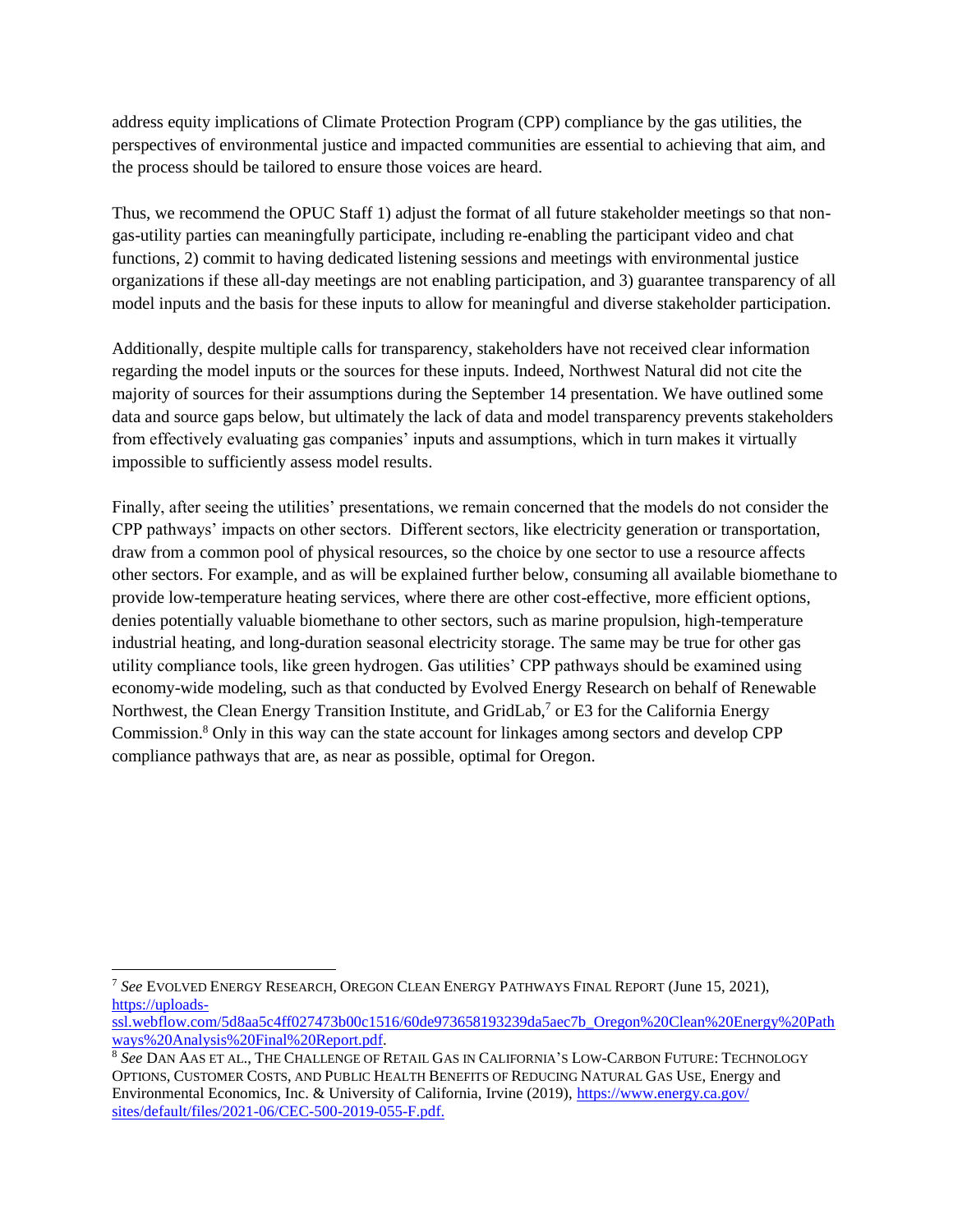address equity implications of Climate Protection Program (CPP) compliance by the gas utilities, the perspectives of environmental justice and impacted communities are essential to achieving that aim, and the process should be tailored to ensure those voices are heard.

Thus, we recommend the OPUC Staff 1) adjust the format of all future stakeholder meetings so that non-gas-utility parties can meaningfully participate, including re-enabling the participant video and chat functions, 2) commit to having dedicated listening sessions and meetings with environmental justice organizations if these all-day meetings are not enabling participation, and 3) guarantee transparency of all model inputs and the basis for these inputs to allow for meaningful and diverse stakeholder participation.

Additionally, despite multiple calls for transparency, stakeholders have not received clear information regarding the model inputs or the sources for these inputs. Indeed, Northwest Natural did not cite the majority of sources for their assumptions during the September 14 presentation. We have outlined some data and source gaps below, but ultimately the lack of data and model transparency prevents stakeholders from effectively evaluating gas companies' inputs and assumptions, which in turn makes it virtually impossible to sufficiently assess model results.

Finally, after seeing the utilities' presentations, we remain concerned that the models do not consider the CPP pathways' impacts on other sectors. Different sectors, like electricity generation or transportation, draw from a common pool of physical resources, so the choice by one sector to use a resource affects other sectors. For example, and as will be explained further below, consuming all available biomethane to provide low-temperature heating services, where there are other cost-effective, more efficient options, denies potentially valuable biomethane to other sectors, such as marine propulsion, high-temperature industrial heating, and long-duration seasonal electricity storage. The same may be true for other gas utility compliance tools, like green hydrogen. Gas utilities' CPP pathways should be examined using economy-wide modeling, such as that conducted by Evolved Energy Research on behalf of Renewable Northwest, the Clean Energy Transition Institute, and GridLab,[7] or E3 for the California Energy Commission.[8] Only in this way can the state account for linkages among sectors and develop CPP compliance pathways that are, as near as possible, optimal for Oregon.

---

[7] *See* EVOLVED ENERGY RESEARCH, OREGON CLEAN ENERGY PATHWAYS FINAL REPORT (June 15, 2021), https://uploads-ssl.webflow.com/5d8aa5c4ff027473b00c1516/60de973658193239da5aec7b_Oregon%20Clean%20Energy%20Pathways%20Analysis%20Final%20Report.pdf.

[8] *See* DAN AAS ET AL., THE CHALLENGE OF RETAIL GAS IN CALIFORNIA'S LOW-CARBON FUTURE: TECHNOLOGY OPTIONS, CUSTOMER COSTS, AND PUBLIC HEALTH BENEFITS OF REDUCING NATURAL GAS USE, Energy and Environmental Economics, Inc. & University of California, Irvine (2019), https://www.energy.ca.gov/sites/default/files/2021-06/CEC-500-2019-055-F.pdf.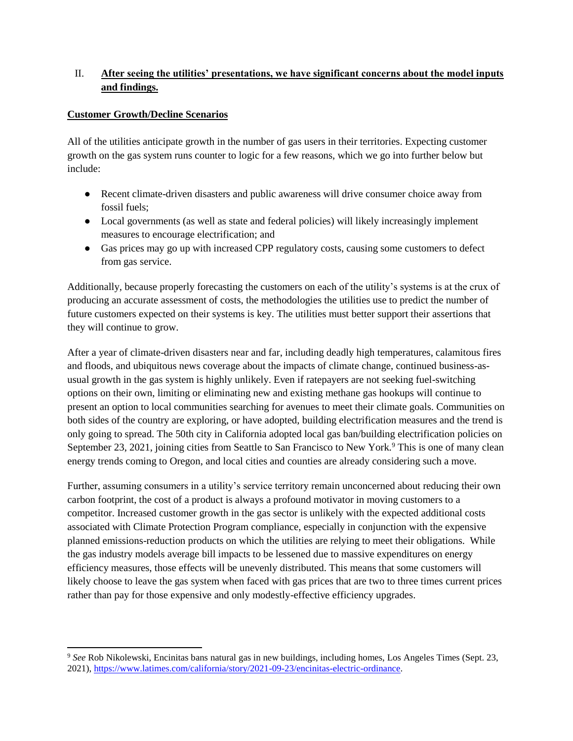## II. **<u>After seeing the utilities' presentations, we have significant concerns about the model inputs and findings.</u>**

**<u>Customer Growth/Decline Scenarios</u>**

All of the utilities anticipate growth in the number of gas users in their territories. Expecting customer growth on the gas system runs counter to logic for a few reasons, which we go into further below but include:

- Recent climate-driven disasters and public awareness will drive consumer choice away from fossil fuels;
- Local governments (as well as state and federal policies) will likely increasingly implement measures to encourage electrification; and
- Gas prices may go up with increased CPP regulatory costs, causing some customers to defect from gas service.

Additionally, because properly forecasting the customers on each of the utility's systems is at the crux of producing an accurate assessment of costs, the methodologies the utilities use to predict the number of future customers expected on their systems is key. The utilities must better support their assertions that they will continue to grow.

After a year of climate-driven disasters near and far, including deadly high temperatures, calamitous fires and floods, and ubiquitous news coverage about the impacts of climate change, continued business-as-usual growth in the gas system is highly unlikely. Even if ratepayers are not seeking fuel-switching options on their own, limiting or eliminating new and existing methane gas hookups will continue to present an option to local communities searching for avenues to meet their climate goals. Communities on both sides of the country are exploring, or have adopted, building electrification measures and the trend is only going to spread. The 50th city in California adopted local gas ban/building electrification policies on September 23, 2021, joining cities from Seattle to San Francisco to New York.[9] This is one of many clean energy trends coming to Oregon, and local cities and counties are already considering such a move.

Further, assuming consumers in a utility's service territory remain unconcerned about reducing their own carbon footprint, the cost of a product is always a profound motivator in moving customers to a competitor. Increased customer growth in the gas sector is unlikely with the expected additional costs associated with Climate Protection Program compliance, especially in conjunction with the expensive planned emissions-reduction products on which the utilities are relying to meet their obligations. While the gas industry models average bill impacts to be lessened due to massive expenditures on energy efficiency measures, those effects will be unevenly distributed. This means that some customers will likely choose to leave the gas system when faced with gas prices that are two to three times current prices rather than pay for those expensive and only modestly-effective efficiency upgrades.

---

[9] *See* Rob Nikolewski, Encinitas bans natural gas in new buildings, including homes, Los Angeles Times (Sept. 23, 2021), https://www.latimes.com/california/story/2021-09-23/encinitas-electric-ordinance.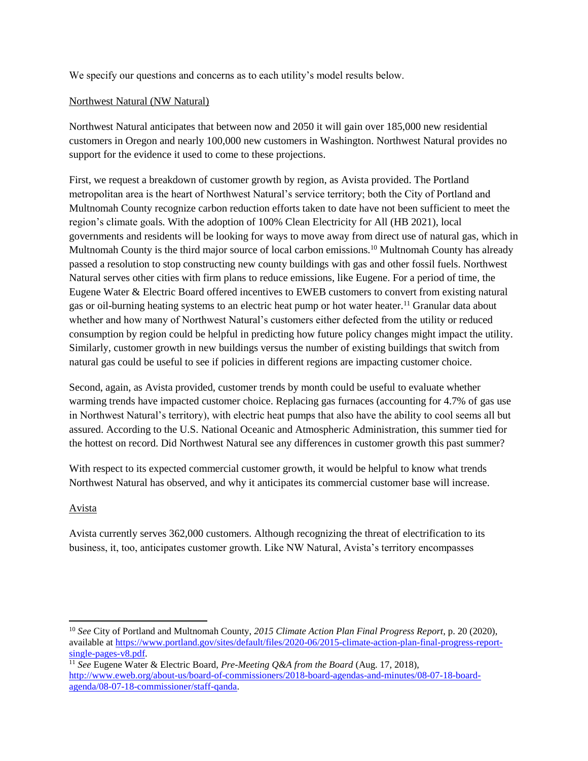We specify our questions and concerns as to each utility's model results below.

Northwest Natural (NW Natural)

Northwest Natural anticipates that between now and 2050 it will gain over 185,000 new residential customers in Oregon and nearly 100,000 new customers in Washington. Northwest Natural provides no support for the evidence it used to come to these projections.

First, we request a breakdown of customer growth by region, as Avista provided. The Portland metropolitan area is the heart of Northwest Natural's service territory; both the City of Portland and Multnomah County recognize carbon reduction efforts taken to date have not been sufficient to meet the region's climate goals. With the adoption of 100% Clean Electricity for All (HB 2021), local governments and residents will be looking for ways to move away from direct use of natural gas, which in Multnomah County is the third major source of local carbon emissions.[10] Multnomah County has already passed a resolution to stop constructing new county buildings with gas and other fossil fuels. Northwest Natural serves other cities with firm plans to reduce emissions, like Eugene. For a period of time, the Eugene Water & Electric Board offered incentives to EWEB customers to convert from existing natural gas or oil-burning heating systems to an electric heat pump or hot water heater.[11] Granular data about whether and how many of Northwest Natural's customers either defected from the utility or reduced consumption by region could be helpful in predicting how future policy changes might impact the utility. Similarly, customer growth in new buildings versus the number of existing buildings that switch from natural gas could be useful to see if policies in different regions are impacting customer choice.

Second, again, as Avista provided, customer trends by month could be useful to evaluate whether warming trends have impacted customer choice. Replacing gas furnaces (accounting for 4.7% of gas use in Northwest Natural's territory), with electric heat pumps that also have the ability to cool seems all but assured. According to the U.S. National Oceanic and Atmospheric Administration, this summer tied for the hottest on record. Did Northwest Natural see any differences in customer growth this past summer?

With respect to its expected commercial customer growth, it would be helpful to know what trends Northwest Natural has observed, and why it anticipates its commercial customer base will increase.

Avista

Avista currently serves 362,000 customers. Although recognizing the threat of electrification to its business, it, too, anticipates customer growth. Like NW Natural, Avista's territory encompasses

---

[10] *See* City of Portland and Multnomah County, *2015 Climate Action Plan Final Progress Report*, p. 20 (2020), available at https://www.portland.gov/sites/default/files/2020-06/2015-climate-action-plan-final-progress-report-single-pages-v8.pdf.

[11] *See* Eugene Water & Electric Board, *Pre-Meeting Q&A from the Board* (Aug. 17, 2018), http://www.eweb.org/about-us/board-of-commissioners/2018-board-agendas-and-minutes/08-07-18-board-agenda/08-07-18-commissioner/staff-qanda.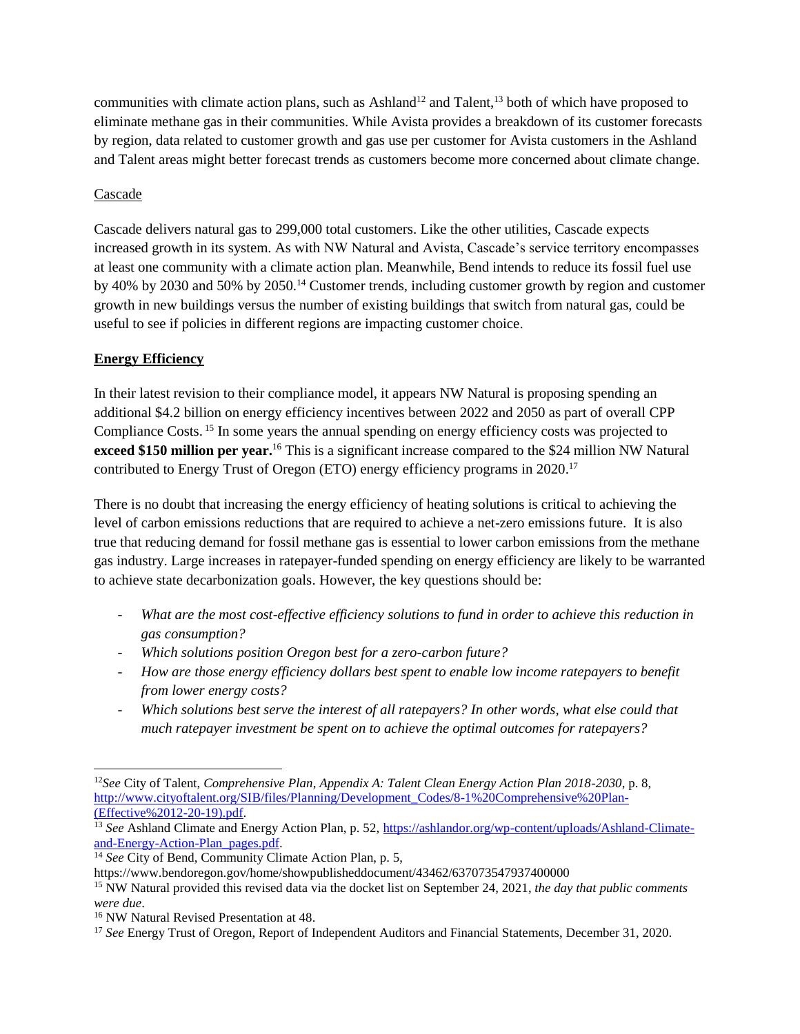communities with climate action plans, such as Ashland[12] and Talent,[13] both of which have proposed to eliminate methane gas in their communities. While Avista provides a breakdown of its customer forecasts by region, data related to customer growth and gas use per customer for Avista customers in the Ashland and Talent areas might better forecast trends as customers become more concerned about climate change.

Cascade

Cascade delivers natural gas to 299,000 total customers. Like the other utilities, Cascade expects increased growth in its system. As with NW Natural and Avista, Cascade's service territory encompasses at least one community with a climate action plan. Meanwhile, Bend intends to reduce its fossil fuel use by 40% by 2030 and 50% by 2050.[14] Customer trends, including customer growth by region and customer growth in new buildings versus the number of existing buildings that switch from natural gas, could be useful to see if policies in different regions are impacting customer choice.

**Energy Efficiency**

In their latest revision to their compliance model, it appears NW Natural is proposing spending an additional $4.2 billion on energy efficiency incentives between 2022 and 2050 as part of overall CPP Compliance Costs.[15] In some years the annual spending on energy efficiency costs was projected to **exceed $150 million per year.**[16] This is a significant increase compared to the $24 million NW Natural contributed to Energy Trust of Oregon (ETO) energy efficiency programs in 2020.[17]

There is no doubt that increasing the energy efficiency of heating solutions is critical to achieving the level of carbon emissions reductions that are required to achieve a net-zero emissions future. It is also true that reducing demand for fossil methane gas is essential to lower carbon emissions from the methane gas industry. Large increases in ratepayer-funded spending on energy efficiency are likely to be warranted to achieve state decarbonization goals. However, the key questions should be:

- *What are the most cost-effective efficiency solutions to fund in order to achieve this reduction in gas consumption?*
- *Which solutions position Oregon best for a zero-carbon future?*
- *How are those energy efficiency dollars best spent to enable low income ratepayers to benefit from lower energy costs?*
- *Which solutions best serve the interest of all ratepayers? In other words, what else could that much ratepayer investment be spent on to achieve the optimal outcomes for ratepayers?*

---

[12] *See* City of Talent, *Comprehensive Plan, Appendix A: Talent Clean Energy Action Plan 2018-2030*, p. 8, http://www.cityoftalent.org/SIB/files/Planning/Development_Codes/8-1%20Comprehensive%20Plan-(Effective%2012-20-19).pdf.

[13] *See* Ashland Climate and Energy Action Plan, p. 52, https://ashlandor.org/wp-content/uploads/Ashland-Climate-and-Energy-Action-Plan_pages.pdf.

[14] *See* City of Bend, Community Climate Action Plan, p. 5, https://www.bendoregon.gov/home/showpublisheddocument/43462/637073547937400000

[15] NW Natural provided this revised data via the docket list on September 24, 2021, *the day that public comments were due*.

[16] NW Natural Revised Presentation at 48.

[17] *See* Energy Trust of Oregon, Report of Independent Auditors and Financial Statements, December 31, 2020.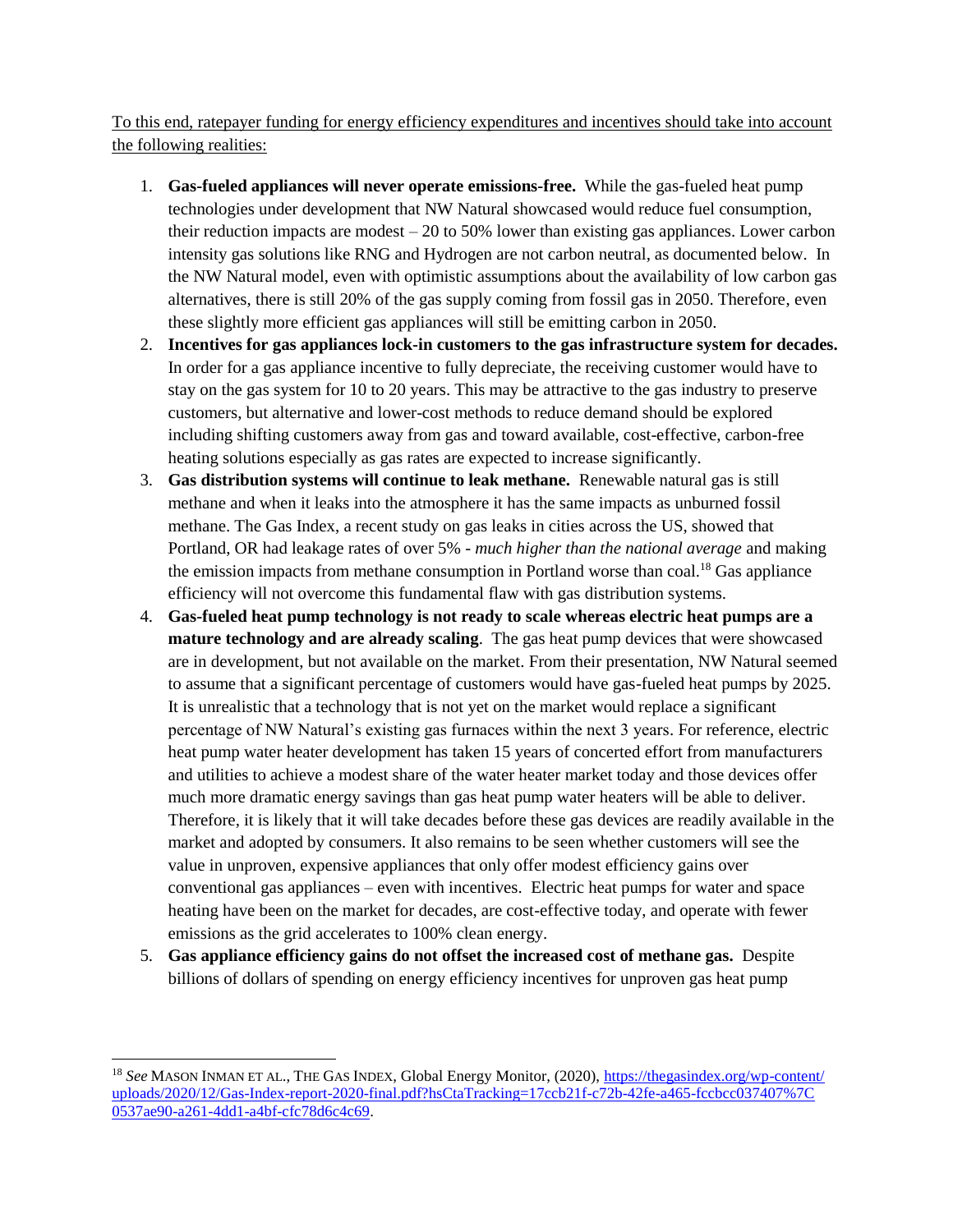<u>To this end, ratepayer funding for energy efficiency expenditures and incentives should take into account the following realities:</u>

1. **Gas-fueled appliances will never operate emissions-free.** While the gas-fueled heat pump technologies under development that NW Natural showcased would reduce fuel consumption, their reduction impacts are modest – 20 to 50% lower than existing gas appliances. Lower carbon intensity gas solutions like RNG and Hydrogen are not carbon neutral, as documented below. In the NW Natural model, even with optimistic assumptions about the availability of low carbon gas alternatives, there is still 20% of the gas supply coming from fossil gas in 2050. Therefore, even these slightly more efficient gas appliances will still be emitting carbon in 2050.
2. **Incentives for gas appliances lock-in customers to the gas infrastructure system for decades.** In order for a gas appliance incentive to fully depreciate, the receiving customer would have to stay on the gas system for 10 to 20 years. This may be attractive to the gas industry to preserve customers, but alternative and lower-cost methods to reduce demand should be explored including shifting customers away from gas and toward available, cost-effective, carbon-free heating solutions especially as gas rates are expected to increase significantly.
3. **Gas distribution systems will continue to leak methane.** Renewable natural gas is still methane and when it leaks into the atmosphere it has the same impacts as unburned fossil methane. The Gas Index, a recent study on gas leaks in cities across the US, showed that Portland, OR had leakage rates of over 5% - *much higher than the national average* and making the emission impacts from methane consumption in Portland worse than coal.[18] Gas appliance efficiency will not overcome this fundamental flaw with gas distribution systems.
4. **Gas-fueled heat pump technology is not ready to scale whereas electric heat pumps are a mature technology and are already scaling**. The gas heat pump devices that were showcased are in development, but not available on the market. From their presentation, NW Natural seemed to assume that a significant percentage of customers would have gas-fueled heat pumps by 2025. It is unrealistic that a technology that is not yet on the market would replace a significant percentage of NW Natural's existing gas furnaces within the next 3 years. For reference, electric heat pump water heater development has taken 15 years of concerted effort from manufacturers and utilities to achieve a modest share of the water heater market today and those devices offer much more dramatic energy savings than gas heat pump water heaters will be able to deliver. Therefore, it is likely that it will take decades before these gas devices are readily available in the market and adopted by consumers. It also remains to be seen whether customers will see the value in unproven, expensive appliances that only offer modest efficiency gains over conventional gas appliances – even with incentives. Electric heat pumps for water and space heating have been on the market for decades, are cost-effective today, and operate with fewer emissions as the grid accelerates to 100% clean energy.
5. **Gas appliance efficiency gains do not offset the increased cost of methane gas.** Despite billions of dollars of spending on energy efficiency incentives for unproven gas heat pump

---

[18] *See* MASON INMAN ET AL., THE GAS INDEX, Global Energy Monitor, (2020), https://thegasindex.org/wp-content/uploads/2020/12/Gas-Index-report-2020-final.pdf?hsCtaTracking=17ccb21f-c72b-42fe-a465-fccbcc037407%7C0537ae90-a261-4dd1-a4bf-cfc78d6c4c69.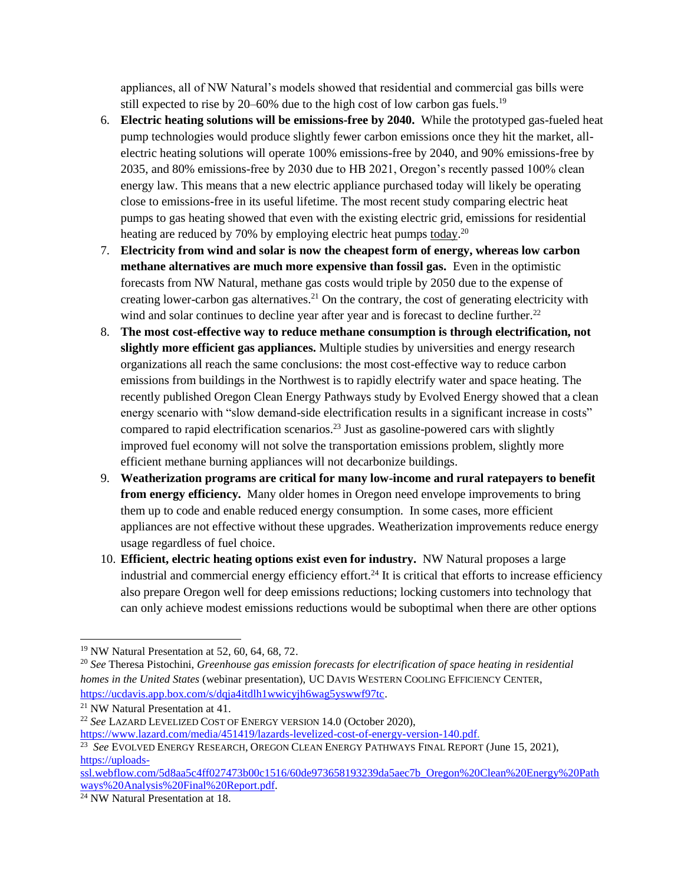appliances, all of NW Natural's models showed that residential and commercial gas bills were still expected to rise by 20–60% due to the high cost of low carbon gas fuels.[19]

6. **Electric heating solutions will be emissions-free by 2040.** While the prototyped gas-fueled heat pump technologies would produce slightly fewer carbon emissions once they hit the market, all-electric heating solutions will operate 100% emissions-free by 2040, and 90% emissions-free by 2035, and 80% emissions-free by 2030 due to HB 2021, Oregon's recently passed 100% clean energy law. This means that a new electric appliance purchased today will likely be operating close to emissions-free in its useful lifetime. The most recent study comparing electric heat pumps to gas heating showed that even with the existing electric grid, emissions for residential heating are reduced by 70% by employing electric heat pumps today.[20]
7. **Electricity from wind and solar is now the cheapest form of energy, whereas low carbon methane alternatives are much more expensive than fossil gas.** Even in the optimistic forecasts from NW Natural, methane gas costs would triple by 2050 due to the expense of creating lower-carbon gas alternatives.[21] On the contrary, the cost of generating electricity with wind and solar continues to decline year after year and is forecast to decline further.[22]
8. **The most cost-effective way to reduce methane consumption is through electrification, not slightly more efficient gas appliances.** Multiple studies by universities and energy research organizations all reach the same conclusions: the most cost-effective way to reduce carbon emissions from buildings in the Northwest is to rapidly electrify water and space heating. The recently published Oregon Clean Energy Pathways study by Evolved Energy showed that a clean energy scenario with "slow demand-side electrification results in a significant increase in costs" compared to rapid electrification scenarios.[23] Just as gasoline-powered cars with slightly improved fuel economy will not solve the transportation emissions problem, slightly more efficient methane burning appliances will not decarbonize buildings.
9. **Weatherization programs are critical for many low-income and rural ratepayers to benefit from energy efficiency.** Many older homes in Oregon need envelope improvements to bring them up to code and enable reduced energy consumption. In some cases, more efficient appliances are not effective without these upgrades. Weatherization improvements reduce energy usage regardless of fuel choice.
10. **Efficient, electric heating options exist even for industry.** NW Natural proposes a large industrial and commercial energy efficiency effort.[24] It is critical that efforts to increase efficiency also prepare Oregon well for deep emissions reductions; locking customers into technology that can only achieve modest emissions reductions would be suboptimal when there are other options

---

[19] NW Natural Presentation at 52, 60, 64, 68, 72.

[20] *See* Theresa Pistochini, *Greenhouse gas emission forecasts for electrification of space heating in residential homes in the United States* (webinar presentation), UC DAVIS WESTERN COOLING EFFICIENCY CENTER, https://ucdavis.app.box.com/s/dqja4itdlh1wwicyjh6wag5yswwf97tc.

[21] NW Natural Presentation at 41.

[22] *See* LAZARD LEVELIZED COST OF ENERGY VERSION 14.0 (October 2020), https://www.lazard.com/media/451419/lazards-levelized-cost-of-energy-version-140.pdf.

[23] *See* EVOLVED ENERGY RESEARCH, OREGON CLEAN ENERGY PATHWAYS FINAL REPORT (June 15, 2021), https://uploads-ssl.webflow.com/5d8aa5c4ff027473b00c1516/60de973658193239da5aec7b_Oregon%20Clean%20Energy%20Pathways%20Analysis%20Final%20Report.pdf.

[24] NW Natural Presentation at 18.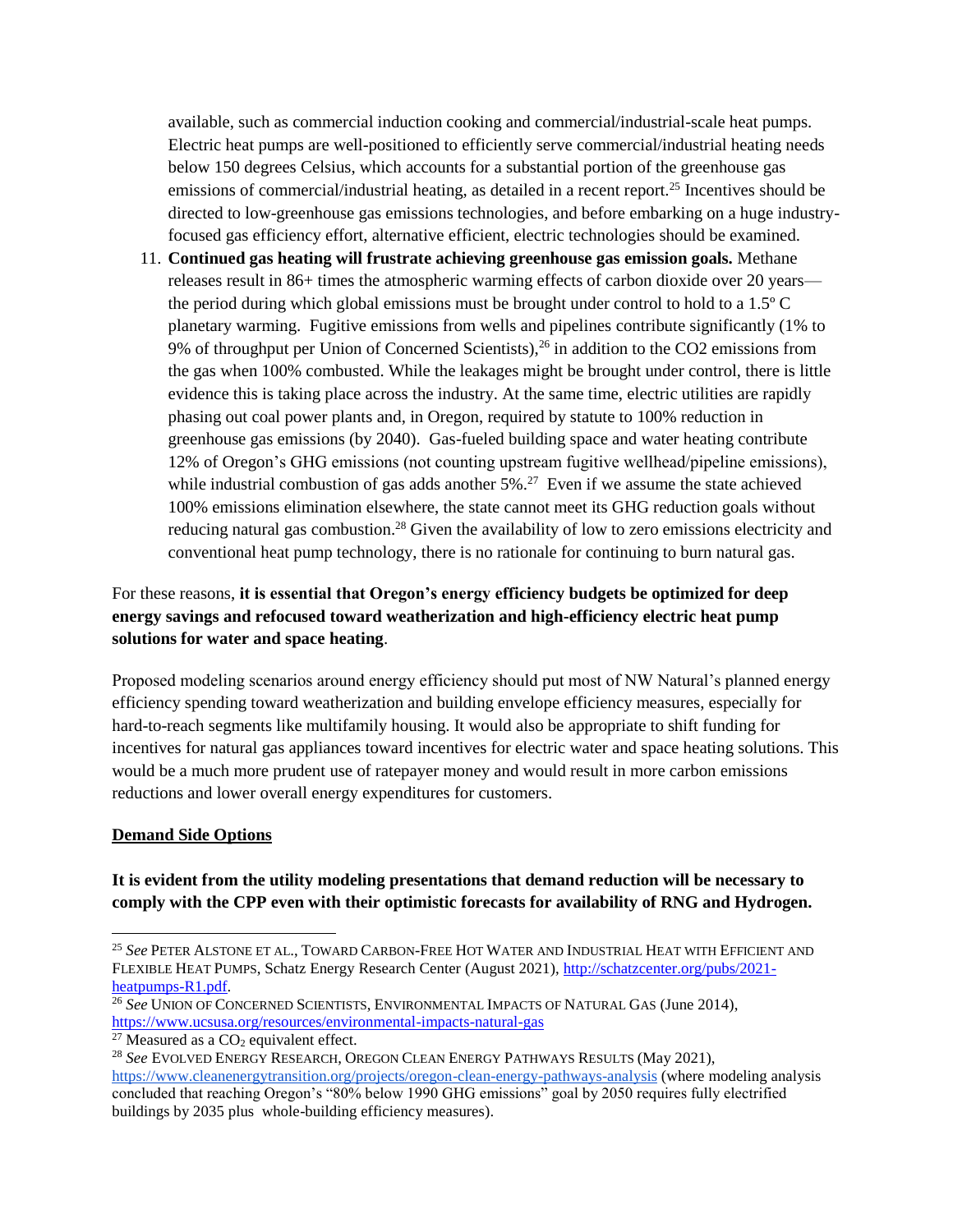available, such as commercial induction cooking and commercial/industrial-scale heat pumps. Electric heat pumps are well-positioned to efficiently serve commercial/industrial heating needs below 150 degrees Celsius, which accounts for a substantial portion of the greenhouse gas emissions of commercial/industrial heating, as detailed in a recent report.[25] Incentives should be directed to low-greenhouse gas emissions technologies, and before embarking on a huge industry-focused gas efficiency effort, alternative efficient, electric technologies should be examined.

11. **Continued gas heating will frustrate achieving greenhouse gas emission goals.** Methane releases result in 86+ times the atmospheric warming effects of carbon dioxide over 20 years—the period during which global emissions must be brought under control to hold to a 1.5º C planetary warming. Fugitive emissions from wells and pipelines contribute significantly (1% to 9% of throughput per Union of Concerned Scientists),[26] in addition to the CO2 emissions from the gas when 100% combusted. While the leakages might be brought under control, there is little evidence this is taking place across the industry. At the same time, electric utilities are rapidly phasing out coal power plants and, in Oregon, required by statute to 100% reduction in greenhouse gas emissions (by 2040). Gas-fueled building space and water heating contribute 12% of Oregon's GHG emissions (not counting upstream fugitive wellhead/pipeline emissions), while industrial combustion of gas adds another 5%.[27] Even if we assume the state achieved 100% emissions elimination elsewhere, the state cannot meet its GHG reduction goals without reducing natural gas combustion.[28] Given the availability of low to zero emissions electricity and conventional heat pump technology, there is no rationale for continuing to burn natural gas.

For these reasons, **it is essential that Oregon's energy efficiency budgets be optimized for deep energy savings and refocused toward weatherization and high-efficiency electric heat pump solutions for water and space heating**.

Proposed modeling scenarios around energy efficiency should put most of NW Natural's planned energy efficiency spending toward weatherization and building envelope efficiency measures, especially for hard-to-reach segments like multifamily housing. It would also be appropriate to shift funding for incentives for natural gas appliances toward incentives for electric water and space heating solutions. This would be a much more prudent use of ratepayer money and would result in more carbon emissions reductions and lower overall energy expenditures for customers.

**Demand Side Options**

**It is evident from the utility modeling presentations that demand reduction will be necessary to comply with the CPP even with their optimistic forecasts for availability of RNG and Hydrogen.**

---

[25] *See* PETER ALSTONE ET AL., TOWARD CARBON-FREE HOT WATER AND INDUSTRIAL HEAT WITH EFFICIENT AND FLEXIBLE HEAT PUMPS, Schatz Energy Research Center (August 2021), http://schatzcenter.org/pubs/2021-heatpumps-R1.pdf.

[26] *See* UNION OF CONCERNED SCIENTISTS, ENVIRONMENTAL IMPACTS OF NATURAL GAS (June 2014), https://www.ucsusa.org/resources/environmental-impacts-natural-gas

[27] Measured as a $CO_2$ equivalent effect.

[28] *See* EVOLVED ENERGY RESEARCH, OREGON CLEAN ENERGY PATHWAYS RESULTS (May 2021), https://www.cleanenergytransition.org/projects/oregon-clean-energy-pathways-analysis (where modeling analysis concluded that reaching Oregon's "80% below 1990 GHG emissions" goal by 2050 requires fully electrified buildings by 2035 plus whole-building efficiency measures).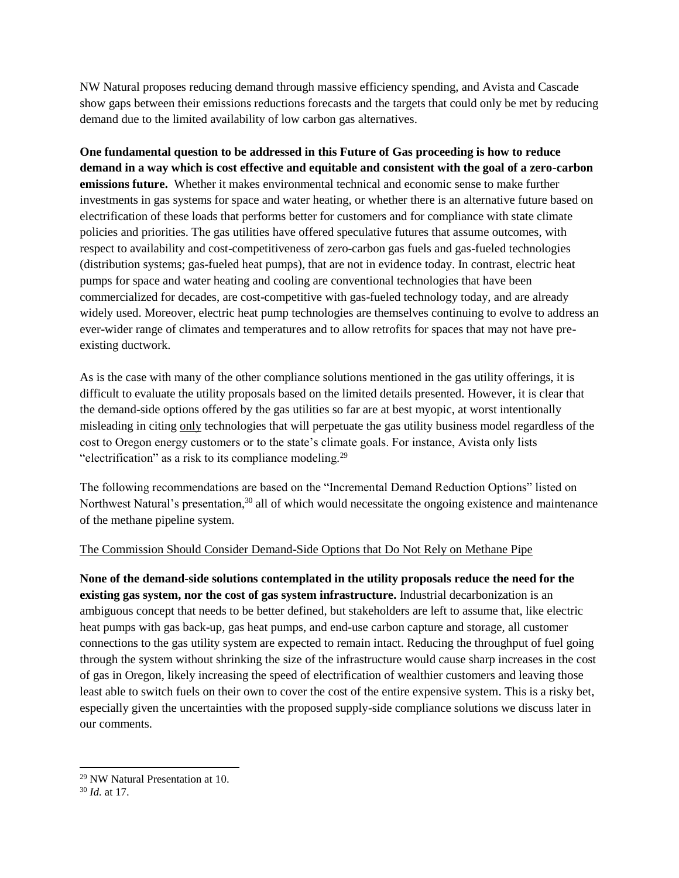NW Natural proposes reducing demand through massive efficiency spending, and Avista and Cascade show gaps between their emissions reductions forecasts and the targets that could only be met by reducing demand due to the limited availability of low carbon gas alternatives.

**One fundamental question to be addressed in this Future of Gas proceeding is how to reduce demand in a way which is cost effective and equitable and consistent with the goal of a zero-carbon emissions future.** Whether it makes environmental technical and economic sense to make further investments in gas systems for space and water heating, or whether there is an alternative future based on electrification of these loads that performs better for customers and for compliance with state climate policies and priorities. The gas utilities have offered speculative futures that assume outcomes, with respect to availability and cost-competitiveness of zero-carbon gas fuels and gas-fueled technologies (distribution systems; gas-fueled heat pumps), that are not in evidence today. In contrast, electric heat pumps for space and water heating and cooling are conventional technologies that have been commercialized for decades, are cost-competitive with gas-fueled technology today, and are already widely used. Moreover, electric heat pump technologies are themselves continuing to evolve to address an ever-wider range of climates and temperatures and to allow retrofits for spaces that may not have pre-existing ductwork.

As is the case with many of the other compliance solutions mentioned in the gas utility offerings, it is difficult to evaluate the utility proposals based on the limited details presented. However, it is clear that the demand-side options offered by the gas utilities so far are at best myopic, at worst intentionally misleading in citing only technologies that will perpetuate the gas utility business model regardless of the cost to Oregon energy customers or to the state's climate goals. For instance, Avista only lists "electrification" as a risk to its compliance modeling.[29]

The following recommendations are based on the "Incremental Demand Reduction Options" listed on Northwest Natural's presentation,[30] all of which would necessitate the ongoing existence and maintenance of the methane pipeline system.

The Commission Should Consider Demand-Side Options that Do Not Rely on Methane Pipe

**None of the demand-side solutions contemplated in the utility proposals reduce the need for the existing gas system, nor the cost of gas system infrastructure.** Industrial decarbonization is an ambiguous concept that needs to be better defined, but stakeholders are left to assume that, like electric heat pumps with gas back-up, gas heat pumps, and end-use carbon capture and storage, all customer connections to the gas utility system are expected to remain intact. Reducing the throughput of fuel going through the system without shrinking the size of the infrastructure would cause sharp increases in the cost of gas in Oregon, likely increasing the speed of electrification of wealthier customers and leaving those least able to switch fuels on their own to cover the cost of the entire expensive system. This is a risky bet, especially given the uncertainties with the proposed supply-side compliance solutions we discuss later in our comments.

---

[29] NW Natural Presentation at 10.

[30] *Id.* at 17.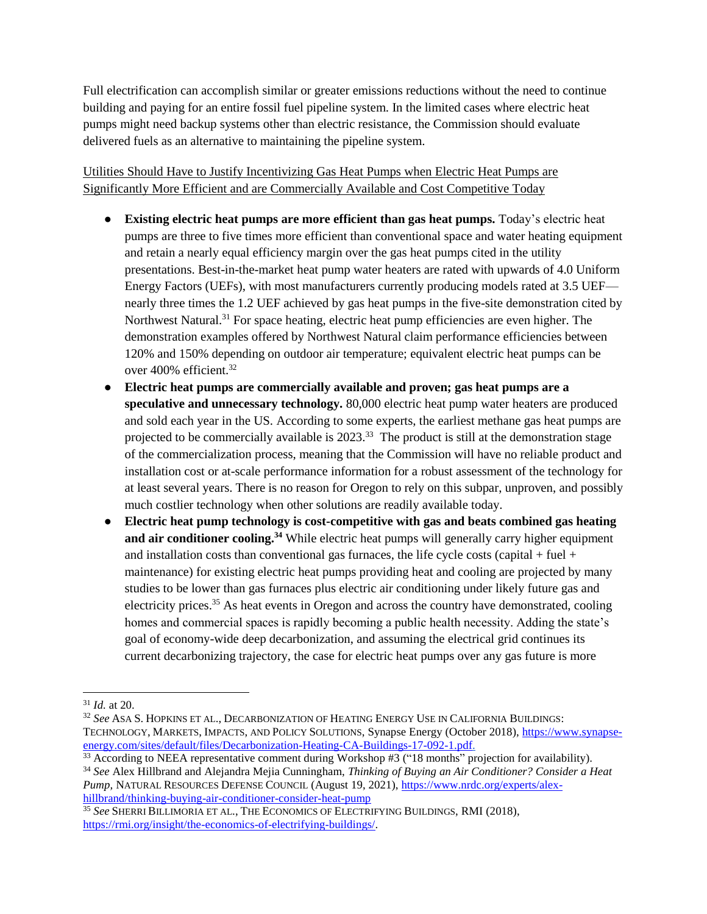Full electrification can accomplish similar or greater emissions reductions without the need to continue building and paying for an entire fossil fuel pipeline system. In the limited cases where electric heat pumps might need backup systems other than electric resistance, the Commission should evaluate delivered fuels as an alternative to maintaining the pipeline system.

<u>Utilities Should Have to Justify Incentivizing Gas Heat Pumps when Electric Heat Pumps are Significantly More Efficient and are Commercially Available and Cost Competitive Today</u>

- **Existing electric heat pumps are more efficient than gas heat pumps.** Today's electric heat pumps are three to five times more efficient than conventional space and water heating equipment and retain a nearly equal efficiency margin over the gas heat pumps cited in the utility presentations. Best-in-the-market heat pump water heaters are rated with upwards of 4.0 Uniform Energy Factors (UEFs), with most manufacturers currently producing models rated at 3.5 UEF—nearly three times the 1.2 UEF achieved by gas heat pumps in the five-site demonstration cited by Northwest Natural.[31] For space heating, electric heat pump efficiencies are even higher. The demonstration examples offered by Northwest Natural claim performance efficiencies between 120% and 150% depending on outdoor air temperature; equivalent electric heat pumps can be over 400% efficient.[32]
- **Electric heat pumps are commercially available and proven; gas heat pumps are a speculative and unnecessary technology.** 80,000 electric heat pump water heaters are produced and sold each year in the US. According to some experts, the earliest methane gas heat pumps are projected to be commercially available is 2023.[33] The product is still at the demonstration stage of the commercialization process, meaning that the Commission will have no reliable product and installation cost or at-scale performance information for a robust assessment of the technology for at least several years. There is no reason for Oregon to rely on this subpar, unproven, and possibly much costlier technology when other solutions are readily available today.
- **Electric heat pump technology is cost-competitive with gas and beats combined gas heating and air conditioner cooling.[34]** While electric heat pumps will generally carry higher equipment and installation costs than conventional gas furnaces, the life cycle costs (capital + fuel + maintenance) for existing electric heat pumps providing heat and cooling are projected by many studies to be lower than gas furnaces plus electric air conditioning under likely future gas and electricity prices.[35] As heat events in Oregon and across the country have demonstrated, cooling homes and commercial spaces is rapidly becoming a public health necessity. Adding the state's goal of economy-wide deep decarbonization, and assuming the electrical grid continues its current decarbonizing trajectory, the case for electric heat pumps over any gas future is more

---

[31] *Id.* at 20.

[32] *See* ASA S. HOPKINS ET AL., DECARBONIZATION OF HEATING ENERGY USE IN CALIFORNIA BUILDINGS: TECHNOLOGY, MARKETS, IMPACTS, AND POLICY SOLUTIONS, Synapse Energy (October 2018), https://www.synapse-energy.com/sites/default/files/Decarbonization-Heating-CA-Buildings-17-092-1.pdf.

[33] According to NEEA representative comment during Workshop #3 ("18 months" projection for availability).

[34] *See* Alex Hillbrand and Alejandra Mejia Cunningham, *Thinking of Buying an Air Conditioner? Consider a Heat Pump*, NATURAL RESOURCES DEFENSE COUNCIL (August 19, 2021), https://www.nrdc.org/experts/alex-hillbrand/thinking-buying-air-conditioner-consider-heat-pump

[35] *See* SHERRI BILLIMORIA ET AL., THE ECONOMICS OF ELECTRIFYING BUILDINGS, RMI (2018), https://rmi.org/insight/the-economics-of-electrifying-buildings/.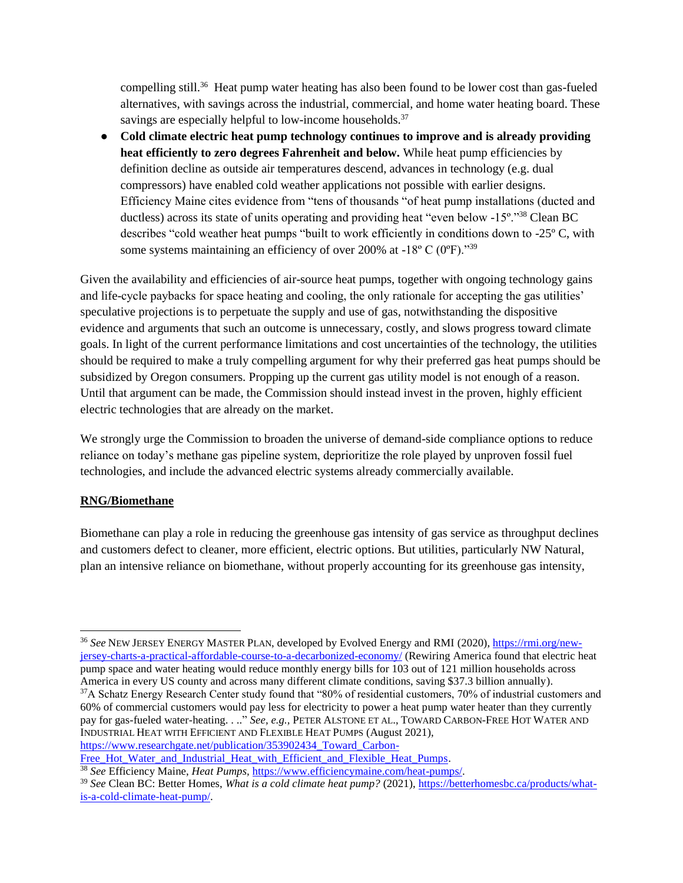compelling still.[36] Heat pump water heating has also been found to be lower cost than gas-fueled alternatives, with savings across the industrial, commercial, and home water heating board. These savings are especially helpful to low-income households.[37]

- **Cold climate electric heat pump technology continues to improve and is already providing heat efficiently to zero degrees Fahrenheit and below.** While heat pump efficiencies by definition decline as outside air temperatures descend, advances in technology (e.g. dual compressors) have enabled cold weather applications not possible with earlier designs. Efficiency Maine cites evidence from "tens of thousands "of heat pump installations (ducted and ductless) across its state of units operating and providing heat "even below -15º."[38] Clean BC describes "cold weather heat pumps "built to work efficiently in conditions down to -25º C, with some systems maintaining an efficiency of over 200% at -18º C (0ºF)."[39]

Given the availability and efficiencies of air-source heat pumps, together with ongoing technology gains and life-cycle paybacks for space heating and cooling, the only rationale for accepting the gas utilities' speculative projections is to perpetuate the supply and use of gas, notwithstanding the dispositive evidence and arguments that such an outcome is unnecessary, costly, and slows progress toward climate goals. In light of the current performance limitations and cost uncertainties of the technology, the utilities should be required to make a truly compelling argument for why their preferred gas heat pumps should be subsidized by Oregon consumers. Propping up the current gas utility model is not enough of a reason. Until that argument can be made, the Commission should instead invest in the proven, highly efficient electric technologies that are already on the market.

We strongly urge the Commission to broaden the universe of demand-side compliance options to reduce reliance on today's methane gas pipeline system, deprioritize the role played by unproven fossil fuel technologies, and include the advanced electric systems already commercially available.

**RNG/Biomethane**

Biomethane can play a role in reducing the greenhouse gas intensity of gas service as throughput declines and customers defect to cleaner, more efficient, electric options. But utilities, particularly NW Natural, plan an intensive reliance on biomethane, without properly accounting for its greenhouse gas intensity,

---

[36] *See* NEW JERSEY ENERGY MASTER PLAN, developed by Evolved Energy and RMI (2020), https://rmi.org/new-jersey-charts-a-practical-affordable-course-to-a-decarbonized-economy/ (Rewiring America found that electric heat pump space and water heating would reduce monthly energy bills for 103 out of 121 million households across America in every US county and across many different climate conditions, saving $37.3 billion annually).

[37] A Schatz Energy Research Center study found that "80% of residential customers, 70% of industrial customers and 60% of commercial customers would pay less for electricity to power a heat pump water heater than they currently pay for gas-fueled water-heating. . .." *See, e.g.*, PETER ALSTONE ET AL., TOWARD CARBON-FREE HOT WATER AND INDUSTRIAL HEAT WITH EFFICIENT AND FLEXIBLE HEAT PUMPS (August 2021), https://www.researchgate.net/publication/353902434_Toward_Carbon-Free_Hot_Water_and_Industrial_Heat_with_Efficient_and_Flexible_Heat_Pumps.

[38] *See* Efficiency Maine, *Heat Pumps*, https://www.efficiencymaine.com/heat-pumps/.

[39] *See* Clean BC: Better Homes, *What is a cold climate heat pump?* (2021), https://betterhomesbc.ca/products/what-is-a-cold-climate-heat-pump/.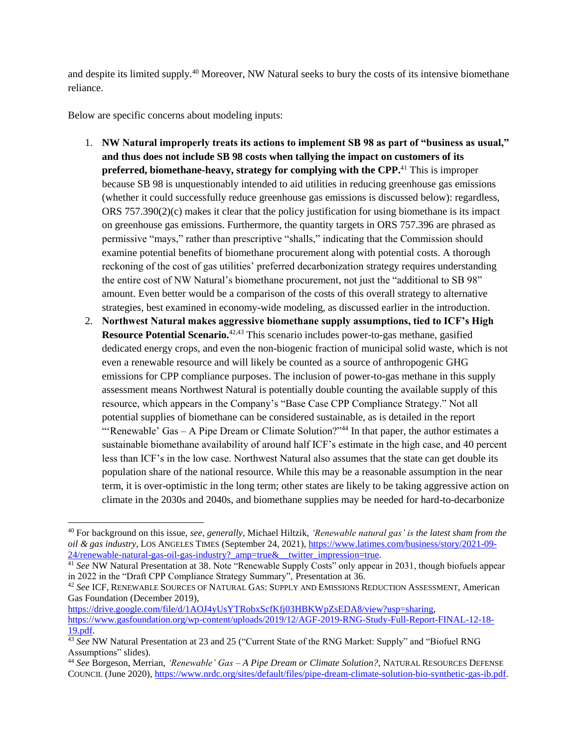and despite its limited supply.[40] Moreover, NW Natural seeks to bury the costs of its intensive biomethane reliance.

Below are specific concerns about modeling inputs:

1. **NW Natural improperly treats its actions to implement SB 98 as part of "business as usual," and thus does not include SB 98 costs when tallying the impact on customers of its preferred, biomethane-heavy, strategy for complying with the CPP.**[41] This is improper because SB 98 is unquestionably intended to aid utilities in reducing greenhouse gas emissions (whether it could successfully reduce greenhouse gas emissions is discussed below): regardless, ORS 757.390(2)(c) makes it clear that the policy justification for using biomethane is its impact on greenhouse gas emissions. Furthermore, the quantity targets in ORS 757.396 are phrased as permissive "mays," rather than prescriptive "shalls," indicating that the Commission should examine potential benefits of biomethane procurement along with potential costs. A thorough reckoning of the cost of gas utilities' preferred decarbonization strategy requires understanding the entire cost of NW Natural's biomethane procurement, not just the "additional to SB 98" amount. Even better would be a comparison of the costs of this overall strategy to alternative strategies, best examined in economy-wide modeling, as discussed earlier in the introduction.
2. **Northwest Natural makes aggressive biomethane supply assumptions, tied to ICF's High Resource Potential Scenario.**[42,43] This scenario includes power-to-gas methane, gasified dedicated energy crops, and even the non-biogenic fraction of municipal solid waste, which is not even a renewable resource and will likely be counted as a source of anthropogenic GHG emissions for CPP compliance purposes. The inclusion of power-to-gas methane in this supply assessment means Northwest Natural is potentially double counting the available supply of this resource, which appears in the Company's "Base Case CPP Compliance Strategy." Not all potential supplies of biomethane can be considered sustainable, as is detailed in the report "'Renewable' Gas – A Pipe Dream or Climate Solution?"[44] In that paper, the author estimates a sustainable biomethane availability of around half ICF's estimate in the high case, and 40 percent less than ICF's in the low case. Northwest Natural also assumes that the state can get double its population share of the national resource. While this may be a reasonable assumption in the near term, it is over-optimistic in the long term; other states are likely to be taking aggressive action on climate in the 2030s and 2040s, and biomethane supplies may be needed for hard-to-decarbonize

---

[40] For background on this issue, *see, generally*, Michael Hiltzik, *'Renewable natural gas' is the latest sham from the oil & gas industry*, LOS ANGELES TIMES (September 24, 2021), https://www.latimes.com/business/story/2021-09-24/renewable-natural-gas-oil-gas-industry?_amp=true&__twitter_impression=true.

[41] *See* NW Natural Presentation at 38. Note "Renewable Supply Costs" only appear in 2031, though biofuels appear in 2022 in the "Draft CPP Compliance Strategy Summary", Presentation at 36.

[42] *See* ICF, RENEWABLE SOURCES OF NATURAL GAS: SUPPLY AND EMISSIONS REDUCTION ASSESSMENT, American Gas Foundation (December 2019), https://drive.google.com/file/d/1AOJ4yUsYTRobxScfKfj03HBKWpZsEDA8/view?usp=sharing, https://www.gasfoundation.org/wp-content/uploads/2019/12/AGF-2019-RNG-Study-Full-Report-FINAL-12-18-19.pdf.

[43] *See* NW Natural Presentation at 23 and 25 ("Current State of the RNG Market: Supply" and "Biofuel RNG Assumptions" slides).

[44] *See* Borgeson, Merrian, *'Renewable' Gas – A Pipe Dream or Climate Solution?*, NATURAL RESOURCES DEFENSE COUNCIL (June 2020), https://www.nrdc.org/sites/default/files/pipe-dream-climate-solution-bio-synthetic-gas-ib.pdf.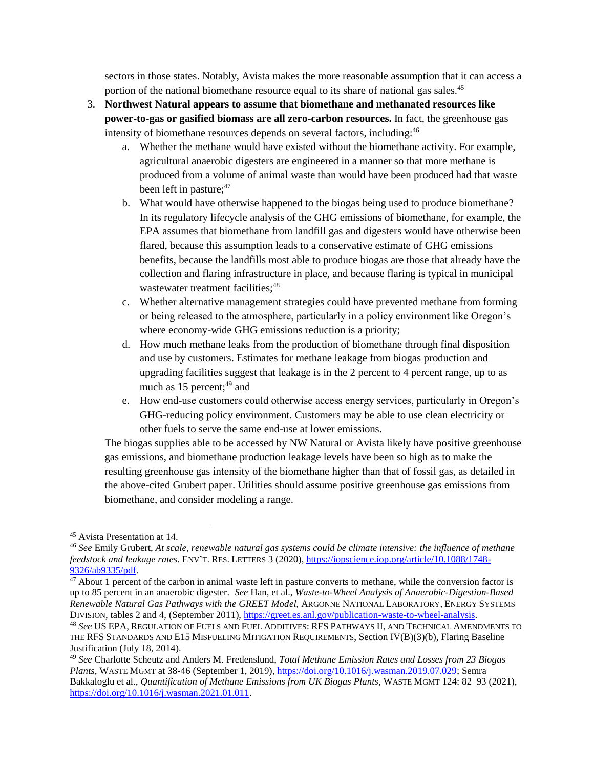sectors in those states. Notably, Avista makes the more reasonable assumption that it can access a portion of the national biomethane resource equal to its share of national gas sales.[45]

3. **Northwest Natural appears to assume that biomethane and methanated resources like power-to-gas or gasified biomass are all zero-carbon resources.** In fact, the greenhouse gas intensity of biomethane resources depends on several factors, including:[46]
   a. Whether the methane would have existed without the biomethane activity. For example, agricultural anaerobic digesters are engineered in a manner so that more methane is produced from a volume of animal waste than would have been produced had that waste been left in pasture;[47]
   b. What would have otherwise happened to the biogas being used to produce biomethane? In its regulatory lifecycle analysis of the GHG emissions of biomethane, for example, the EPA assumes that biomethane from landfill gas and digesters would have otherwise been flared, because this assumption leads to a conservative estimate of GHG emissions benefits, because the landfills most able to produce biogas are those that already have the collection and flaring infrastructure in place, and because flaring is typical in municipal wastewater treatment facilities;[48]
   c. Whether alternative management strategies could have prevented methane from forming or being released to the atmosphere, particularly in a policy environment like Oregon's where economy-wide GHG emissions reduction is a priority;
   d. How much methane leaks from the production of biomethane through final disposition and use by customers. Estimates for methane leakage from biogas production and upgrading facilities suggest that leakage is in the 2 percent to 4 percent range, up to as much as 15 percent;[49] and
   e. How end-use customers could otherwise access energy services, particularly in Oregon's GHG-reducing policy environment. Customers may be able to use clean electricity or other fuels to serve the same end-use at lower emissions.

   The biogas supplies able to be accessed by NW Natural or Avista likely have positive greenhouse gas emissions, and biomethane production leakage levels have been so high as to make the resulting greenhouse gas intensity of the biomethane higher than that of fossil gas, as detailed in the above-cited Grubert paper. Utilities should assume positive greenhouse gas emissions from biomethane, and consider modeling a range.

---

[45] Avista Presentation at 14.

[46] *See* Emily Grubert, *At scale, renewable natural gas systems could be climate intensive: the influence of methane feedstock and leakage rates*. ENV'T. RES. LETTERS 3 (2020), https://iopscience.iop.org/article/10.1088/1748-9326/ab9335/pdf.

[47] About 1 percent of the carbon in animal waste left in pasture converts to methane, while the conversion factor is up to 85 percent in an anaerobic digester. *See* Han, et al., *Waste-to-Wheel Analysis of Anaerobic-Digestion-Based Renewable Natural Gas Pathways with the GREET Model*, ARGONNE NATIONAL LABORATORY, ENERGY SYSTEMS DIVISION, tables 2 and 4, (September 2011), https://greet.es.anl.gov/publication-waste-to-wheel-analysis.

[48] *See* US EPA, REGULATION OF FUELS AND FUEL ADDITIVES: RFS PATHWAYS II, AND TECHNICAL AMENDMENTS TO THE RFS STANDARDS AND E15 MISFUELING MITIGATION REQUIREMENTS, Section IV(B)(3)(b), Flaring Baseline Justification (July 18, 2014).

[49] *See* Charlotte Scheutz and Anders M. Fredenslund, *Total Methane Emission Rates and Losses from 23 Biogas Plants*, WASTE MGMT at 38-46 (September 1, 2019), https://doi.org/10.1016/j.wasman.2019.07.029; Semra Bakkaloglu et al., *Quantification of Methane Emissions from UK Biogas Plants*, WASTE MGMT 124: 82–93 (2021), https://doi.org/10.1016/j.wasman.2021.01.011.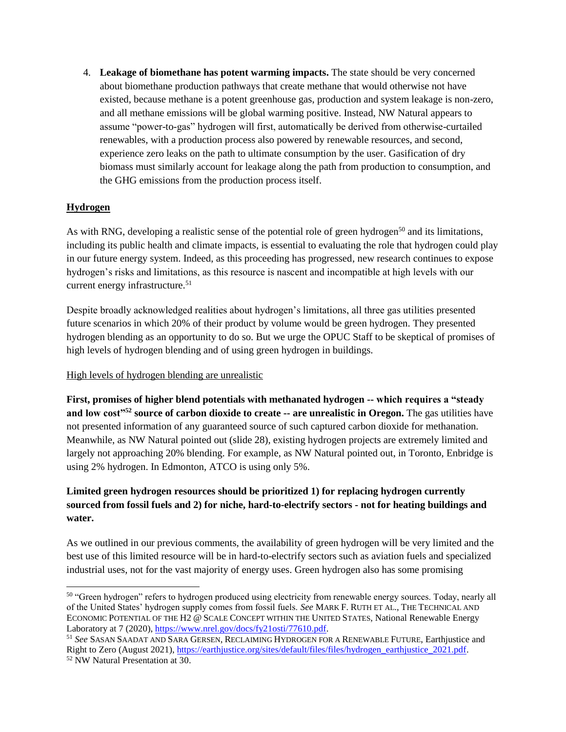4. **Leakage of biomethane has potent warming impacts.** The state should be very concerned about biomethane production pathways that create methane that would otherwise not have existed, because methane is a potent greenhouse gas, production and system leakage is non-zero, and all methane emissions will be global warming positive. Instead, NW Natural appears to assume "power-to-gas" hydrogen will first, automatically be derived from otherwise-curtailed renewables, with a production process also powered by renewable resources, and second, experience zero leaks on the path to ultimate consumption by the user. Gasification of dry biomass must similarly account for leakage along the path from production to consumption, and the GHG emissions from the production process itself.

## Hydrogen

As with RNG, developing a realistic sense of the potential role of green hydrogen[50] and its limitations, including its public health and climate impacts, is essential to evaluating the role that hydrogen could play in our future energy system. Indeed, as this proceeding has progressed, new research continues to expose hydrogen's risks and limitations, as this resource is nascent and incompatible at high levels with our current energy infrastructure.[51]

Despite broadly acknowledged realities about hydrogen's limitations, all three gas utilities presented future scenarios in which 20% of their product by volume would be green hydrogen. They presented hydrogen blending as an opportunity to do so. But we urge the OPUC Staff to be skeptical of promises of high levels of hydrogen blending and of using green hydrogen in buildings.

### High levels of hydrogen blending are unrealistic

**First, promises of higher blend potentials with methanated hydrogen -- which requires a "steady and low cost"[52] source of carbon dioxide to create -- are unrealistic in Oregon.** The gas utilities have not presented information of any guaranteed source of such captured carbon dioxide for methanation. Meanwhile, as NW Natural pointed out (slide 28), existing hydrogen projects are extremely limited and largely not approaching 20% blending. For example, as NW Natural pointed out, in Toronto, Enbridge is using 2% hydrogen. In Edmonton, ATCO is using only 5%.

**Limited green hydrogen resources should be prioritized 1) for replacing hydrogen currently sourced from fossil fuels and 2) for niche, hard-to-electrify sectors - not for heating buildings and water.**

As we outlined in our previous comments, the availability of green hydrogen will be very limited and the best use of this limited resource will be in hard-to-electrify sectors such as aviation fuels and specialized industrial uses, not for the vast majority of energy uses. Green hydrogen also has some promising

---

[50] "Green hydrogen" refers to hydrogen produced using electricity from renewable energy sources. Today, nearly all of the United States' hydrogen supply comes from fossil fuels. *See* MARK F. RUTH ET AL., THE TECHNICAL AND ECONOMIC POTENTIAL OF THE H2 @ SCALE CONCEPT WITHIN THE UNITED STATES, National Renewable Energy Laboratory at 7 (2020), https://www.nrel.gov/docs/fy21osti/77610.pdf.

[51] *See* SASAN SAADAT AND SARA GERSEN, RECLAIMING HYDROGEN FOR A RENEWABLE FUTURE, Earthjustice and Right to Zero (August 2021), https://earthjustice.org/sites/default/files/files/hydrogen_earthjustice_2021.pdf.

[52] NW Natural Presentation at 30.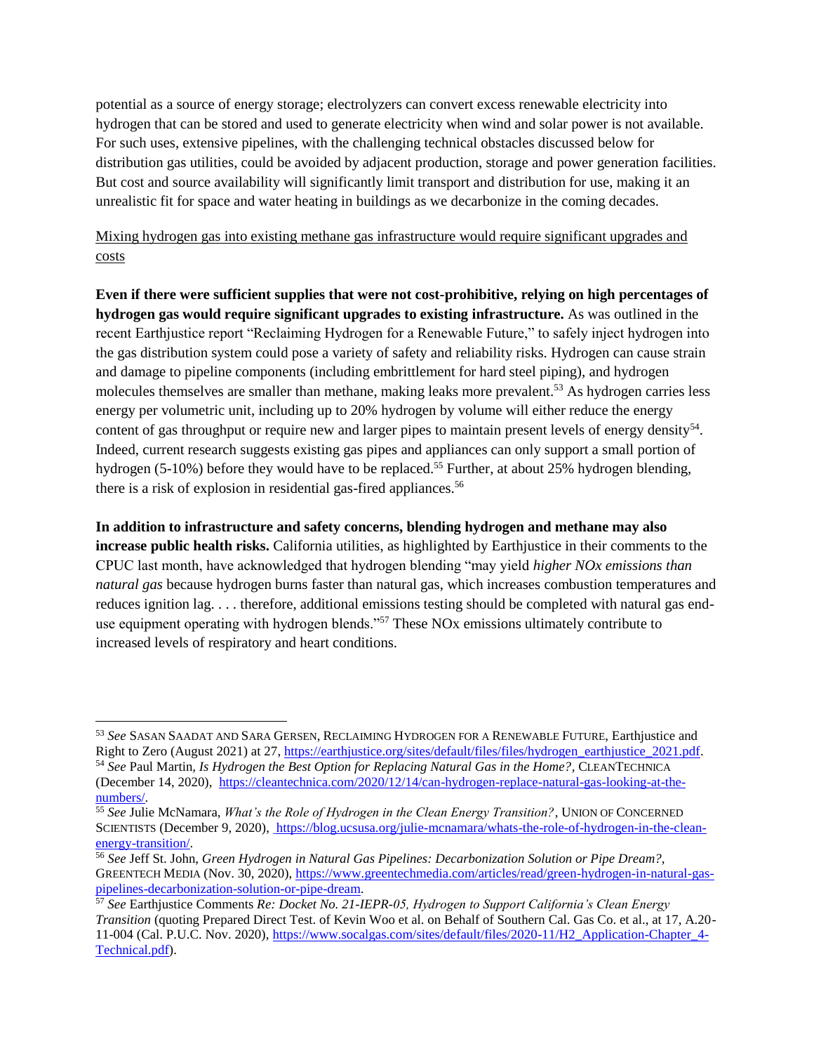potential as a source of energy storage; electrolyzers can convert excess renewable electricity into hydrogen that can be stored and used to generate electricity when wind and solar power is not available. For such uses, extensive pipelines, with the challenging technical obstacles discussed below for distribution gas utilities, could be avoided by adjacent production, storage and power generation facilities. But cost and source availability will significantly limit transport and distribution for use, making it an unrealistic fit for space and water heating in buildings as we decarbonize in the coming decades.

<u>Mixing hydrogen gas into existing methane gas infrastructure would require significant upgrades and costs</u>

**Even if there were sufficient supplies that were not cost-prohibitive, relying on high percentages of hydrogen gas would require significant upgrades to existing infrastructure.** As was outlined in the recent Earthjustice report "Reclaiming Hydrogen for a Renewable Future," to safely inject hydrogen into the gas distribution system could pose a variety of safety and reliability risks. Hydrogen can cause strain and damage to pipeline components (including embrittlement for hard steel piping), and hydrogen molecules themselves are smaller than methane, making leaks more prevalent.[53] As hydrogen carries less energy per volumetric unit, including up to 20% hydrogen by volume will either reduce the energy content of gas throughput or require new and larger pipes to maintain present levels of energy density[54]. Indeed, current research suggests existing gas pipes and appliances can only support a small portion of hydrogen (5-10%) before they would have to be replaced.[55] Further, at about 25% hydrogen blending, there is a risk of explosion in residential gas-fired appliances.[56]

**In addition to infrastructure and safety concerns, blending hydrogen and methane may also increase public health risks.** California utilities, as highlighted by Earthjustice in their comments to the CPUC last month, have acknowledged that hydrogen blending "may yield *higher NOx emissions than natural gas* because hydrogen burns faster than natural gas, which increases combustion temperatures and reduces ignition lag. . . . therefore, additional emissions testing should be completed with natural gas end-use equipment operating with hydrogen blends."[57] These NOx emissions ultimately contribute to increased levels of respiratory and heart conditions.

---

[53] *See* SASAN SAADAT AND SARA GERSEN, RECLAIMING HYDROGEN FOR A RENEWABLE FUTURE, Earthjustice and Right to Zero (August 2021) at 27, https://earthjustice.org/sites/default/files/files/hydrogen_earthjustice_2021.pdf.

[54] *See* Paul Martin, *Is Hydrogen the Best Option for Replacing Natural Gas in the Home?*, CLEANTECHNICA (December 14, 2020), https://cleantechnica.com/2020/12/14/can-hydrogen-replace-natural-gas-looking-at-the-numbers/.

[55] *See* Julie McNamara, *What's the Role of Hydrogen in the Clean Energy Transition?*, UNION OF CONCERNED SCIENTISTS (December 9, 2020), https://blog.ucsusa.org/julie-mcnamara/whats-the-role-of-hydrogen-in-the-clean-energy-transition/.

[56] *See* Jeff St. John, *Green Hydrogen in Natural Gas Pipelines: Decarbonization Solution or Pipe Dream?*, GREENTECH MEDIA (Nov. 30, 2020), https://www.greentechmedia.com/articles/read/green-hydrogen-in-natural-gas-pipelines-decarbonization-solution-or-pipe-dream.

[57] *See* Earthjustice Comments *Re: Docket No. 21-IEPR-05, Hydrogen to Support California's Clean Energy Transition* (quoting Prepared Direct Test. of Kevin Woo et al. on Behalf of Southern Cal. Gas Co. et al., at 17, A.20-11-004 (Cal. P.U.C. Nov. 2020), https://www.socalgas.com/sites/default/files/2020-11/H2_Application-Chapter_4-Technical.pdf).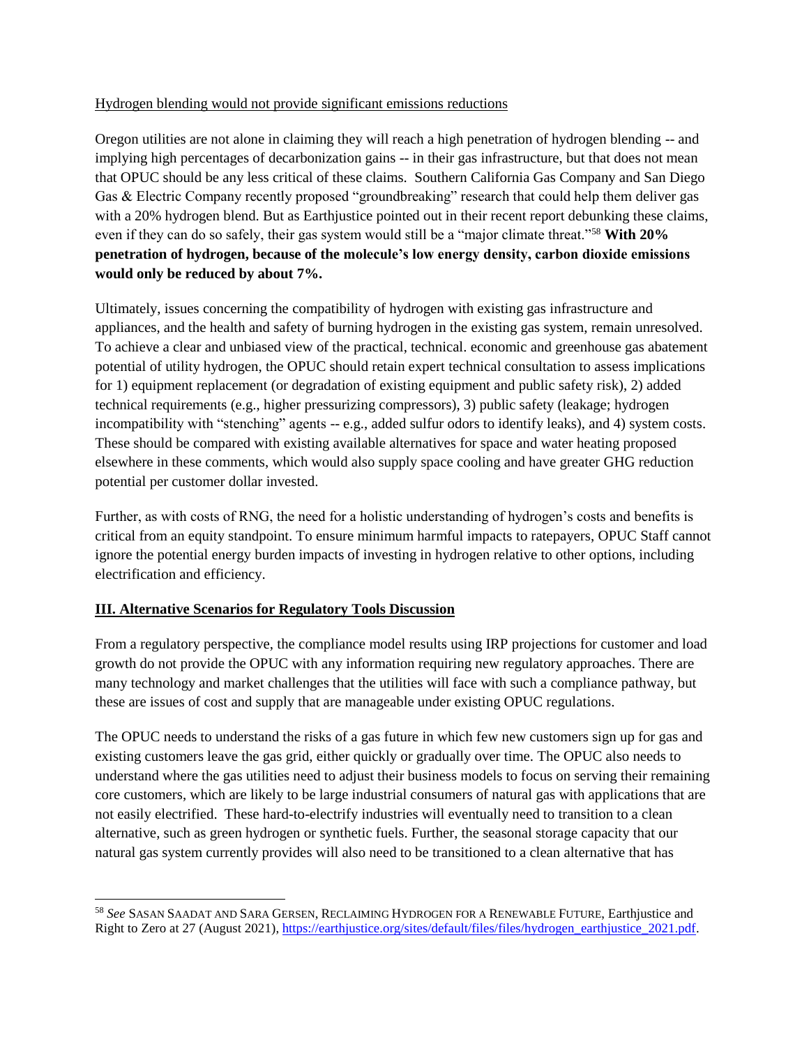Hydrogen blending would not provide significant emissions reductions

Oregon utilities are not alone in claiming they will reach a high penetration of hydrogen blending -- and implying high percentages of decarbonization gains -- in their gas infrastructure, but that does not mean that OPUC should be any less critical of these claims. Southern California Gas Company and San Diego Gas & Electric Company recently proposed "groundbreaking" research that could help them deliver gas with a 20% hydrogen blend. But as Earthjustice pointed out in their recent report debunking these claims, even if they can do so safely, their gas system would still be a "major climate threat."[58] **With 20% penetration of hydrogen, because of the molecule's low energy density, carbon dioxide emissions would only be reduced by about 7%.**

Ultimately, issues concerning the compatibility of hydrogen with existing gas infrastructure and appliances, and the health and safety of burning hydrogen in the existing gas system, remain unresolved. To achieve a clear and unbiased view of the practical, technical. economic and greenhouse gas abatement potential of utility hydrogen, the OPUC should retain expert technical consultation to assess implications for 1) equipment replacement (or degradation of existing equipment and public safety risk), 2) added technical requirements (e.g., higher pressurizing compressors), 3) public safety (leakage; hydrogen incompatibility with "stenching" agents -- e.g., added sulfur odors to identify leaks), and 4) system costs. These should be compared with existing available alternatives for space and water heating proposed elsewhere in these comments, which would also supply space cooling and have greater GHG reduction potential per customer dollar invested.

Further, as with costs of RNG, the need for a holistic understanding of hydrogen's costs and benefits is critical from an equity standpoint. To ensure minimum harmful impacts to ratepayers, OPUC Staff cannot ignore the potential energy burden impacts of investing in hydrogen relative to other options, including electrification and efficiency.

## III. Alternative Scenarios for Regulatory Tools Discussion

From a regulatory perspective, the compliance model results using IRP projections for customer and load growth do not provide the OPUC with any information requiring new regulatory approaches. There are many technology and market challenges that the utilities will face with such a compliance pathway, but these are issues of cost and supply that are manageable under existing OPUC regulations.

The OPUC needs to understand the risks of a gas future in which few new customers sign up for gas and existing customers leave the gas grid, either quickly or gradually over time. The OPUC also needs to understand where the gas utilities need to adjust their business models to focus on serving their remaining core customers, which are likely to be large industrial consumers of natural gas with applications that are not easily electrified. These hard-to-electrify industries will eventually need to transition to a clean alternative, such as green hydrogen or synthetic fuels. Further, the seasonal storage capacity that our natural gas system currently provides will also need to be transitioned to a clean alternative that has

---

[58] *See* SASAN SAADAT AND SARA GERSEN, RECLAIMING HYDROGEN FOR A RENEWABLE FUTURE, Earthjustice and Right to Zero at 27 (August 2021), https://earthjustice.org/sites/default/files/files/hydrogen_earthjustice_2021.pdf.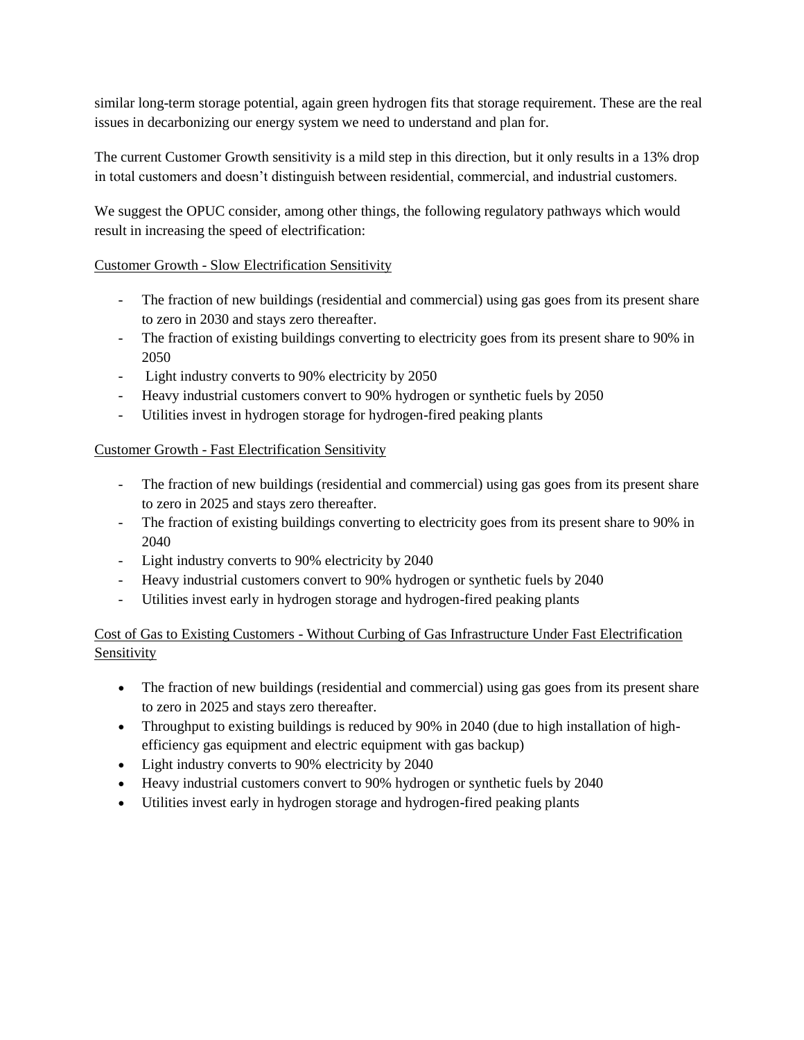similar long-term storage potential, again green hydrogen fits that storage requirement. These are the real issues in decarbonizing our energy system we need to understand and plan for.

The current Customer Growth sensitivity is a mild step in this direction, but it only results in a 13% drop in total customers and doesn't distinguish between residential, commercial, and industrial customers.

We suggest the OPUC consider, among other things, the following regulatory pathways which would result in increasing the speed of electrification:

<u>Customer Growth - Slow Electrification Sensitivity</u>

- The fraction of new buildings (residential and commercial) using gas goes from its present share to zero in 2030 and stays zero thereafter.
- The fraction of existing buildings converting to electricity goes from its present share to 90% in 2050
- Light industry converts to 90% electricity by 2050
- Heavy industrial customers convert to 90% hydrogen or synthetic fuels by 2050
- Utilities invest in hydrogen storage for hydrogen-fired peaking plants

<u>Customer Growth - Fast Electrification Sensitivity</u>

- The fraction of new buildings (residential and commercial) using gas goes from its present share to zero in 2025 and stays zero thereafter.
- The fraction of existing buildings converting to electricity goes from its present share to 90% in 2040
- Light industry converts to 90% electricity by 2040
- Heavy industrial customers convert to 90% hydrogen or synthetic fuels by 2040
- Utilities invest early in hydrogen storage and hydrogen-fired peaking plants

<u>Cost of Gas to Existing Customers - Without Curbing of Gas Infrastructure Under Fast Electrification Sensitivity</u>

- The fraction of new buildings (residential and commercial) using gas goes from its present share to zero in 2025 and stays zero thereafter.
- Throughput to existing buildings is reduced by 90% in 2040 (due to high installation of high-efficiency gas equipment and electric equipment with gas backup)
- Light industry converts to 90% electricity by 2040
- Heavy industrial customers convert to 90% hydrogen or synthetic fuels by 2040
- Utilities invest early in hydrogen storage and hydrogen-fired peaking plants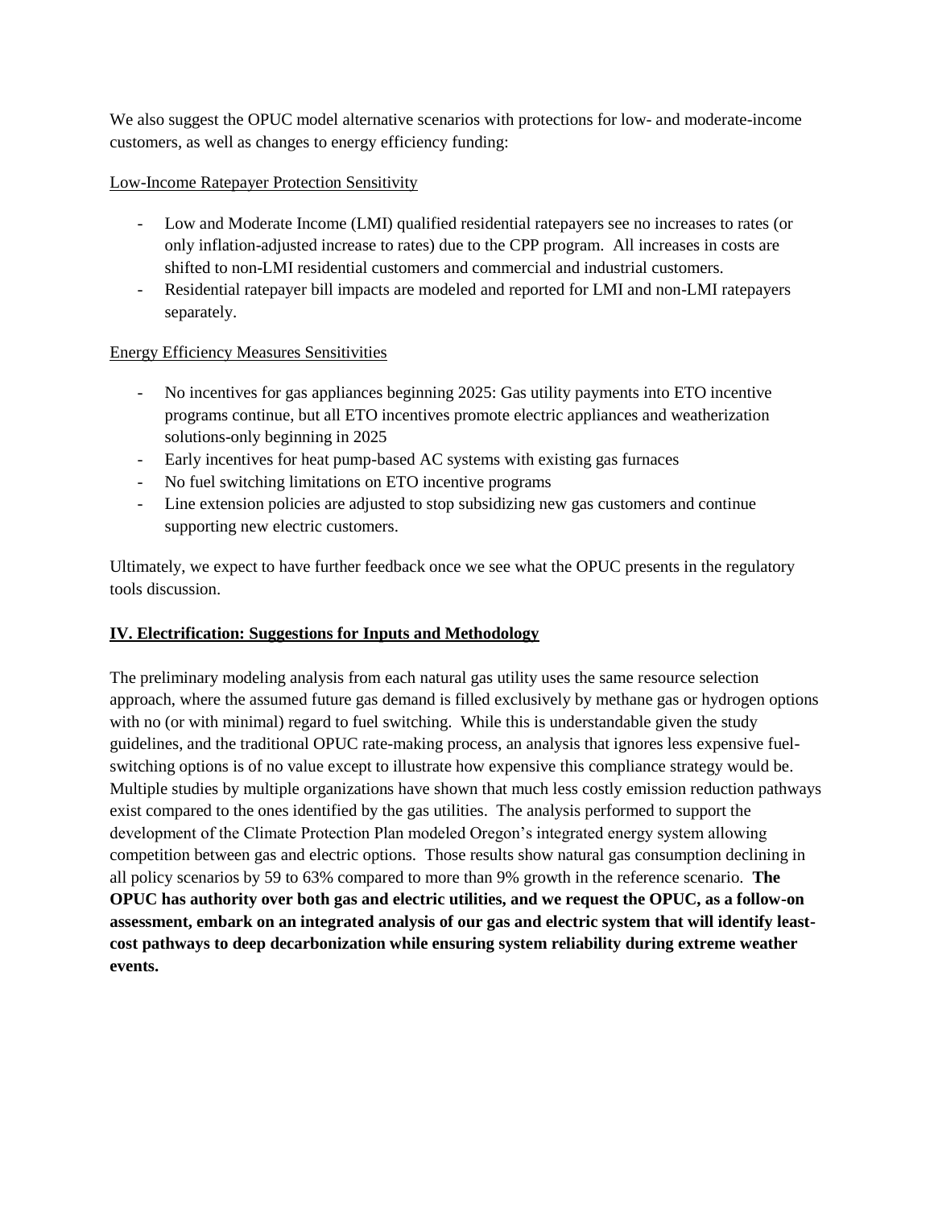We also suggest the OPUC model alternative scenarios with protections for low- and moderate-income customers, as well as changes to energy efficiency funding:

<u>Low-Income Ratepayer Protection Sensitivity</u>

- Low and Moderate Income (LMI) qualified residential ratepayers see no increases to rates (or only inflation-adjusted increase to rates) due to the CPP program. All increases in costs are shifted to non-LMI residential customers and commercial and industrial customers.
- Residential ratepayer bill impacts are modeled and reported for LMI and non-LMI ratepayers separately.

<u>Energy Efficiency Measures Sensitivities</u>

- No incentives for gas appliances beginning 2025: Gas utility payments into ETO incentive programs continue, but all ETO incentives promote electric appliances and weatherization solutions-only beginning in 2025
- Early incentives for heat pump-based AC systems with existing gas furnaces
- No fuel switching limitations on ETO incentive programs
- Line extension policies are adjusted to stop subsidizing new gas customers and continue supporting new electric customers.

Ultimately, we expect to have further feedback once we see what the OPUC presents in the regulatory tools discussion.

## <u>IV. Electrification: Suggestions for Inputs and Methodology</u>

The preliminary modeling analysis from each natural gas utility uses the same resource selection approach, where the assumed future gas demand is filled exclusively by methane gas or hydrogen options with no (or with minimal) regard to fuel switching. While this is understandable given the study guidelines, and the traditional OPUC rate-making process, an analysis that ignores less expensive fuel-switching options is of no value except to illustrate how expensive this compliance strategy would be. Multiple studies by multiple organizations have shown that much less costly emission reduction pathways exist compared to the ones identified by the gas utilities. The analysis performed to support the development of the Climate Protection Plan modeled Oregon's integrated energy system allowing competition between gas and electric options. Those results show natural gas consumption declining in all policy scenarios by 59 to 63% compared to more than 9% growth in the reference scenario. **The OPUC has authority over both gas and electric utilities, and we request the OPUC, as a follow-on assessment, embark on an integrated analysis of our gas and electric system that will identify least-cost pathways to deep decarbonization while ensuring system reliability during extreme weather events.**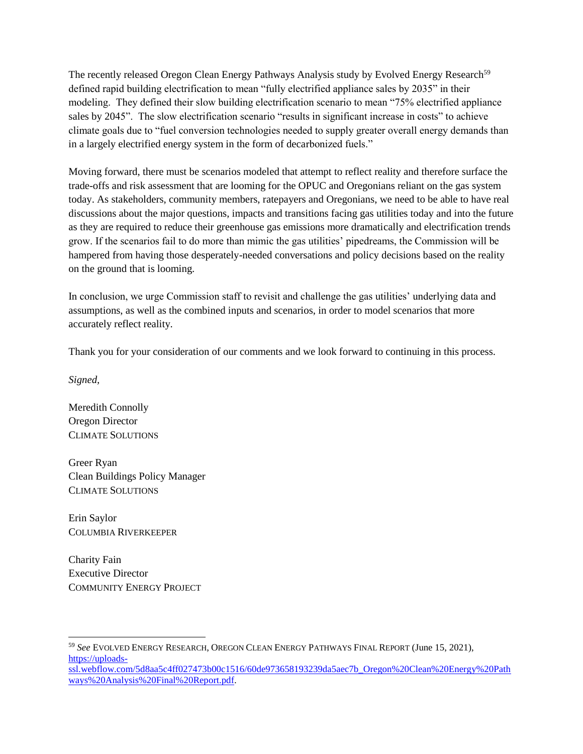The recently released Oregon Clean Energy Pathways Analysis study by Evolved Energy Research[59] defined rapid building electrification to mean "fully electrified appliance sales by 2035" in their modeling. They defined their slow building electrification scenario to mean "75% electrified appliance sales by 2045". The slow electrification scenario "results in significant increase in costs" to achieve climate goals due to "fuel conversion technologies needed to supply greater overall energy demands than in a largely electrified energy system in the form of decarbonized fuels."

Moving forward, there must be scenarios modeled that attempt to reflect reality and therefore surface the trade-offs and risk assessment that are looming for the OPUC and Oregonians reliant on the gas system today. As stakeholders, community members, ratepayers and Oregonians, we need to be able to have real discussions about the major questions, impacts and transitions facing gas utilities today and into the future as they are required to reduce their greenhouse gas emissions more dramatically and electrification trends grow. If the scenarios fail to do more than mimic the gas utilities' pipedreams, the Commission will be hampered from having those desperately-needed conversations and policy decisions based on the reality on the ground that is looming.

In conclusion, we urge Commission staff to revisit and challenge the gas utilities' underlying data and assumptions, as well as the combined inputs and scenarios, in order to model scenarios that more accurately reflect reality.

Thank you for your consideration of our comments and we look forward to continuing in this process.

*Signed,*

Meredith Connolly
Oregon Director
CLIMATE SOLUTIONS

Greer Ryan
Clean Buildings Policy Manager
CLIMATE SOLUTIONS

Erin Saylor
COLUMBIA RIVERKEEPER

Charity Fain
Executive Director
COMMUNITY ENERGY PROJECT

---

[59] *See* EVOLVED ENERGY RESEARCH, OREGON CLEAN ENERGY PATHWAYS FINAL REPORT (June 15, 2021), https://uploads-ssl.webflow.com/5d8aa5c4ff027473b00c1516/60de973658193239da5aec7b_Oregon%20Clean%20Energy%20Pathways%20Analysis%20Final%20Report.pdf.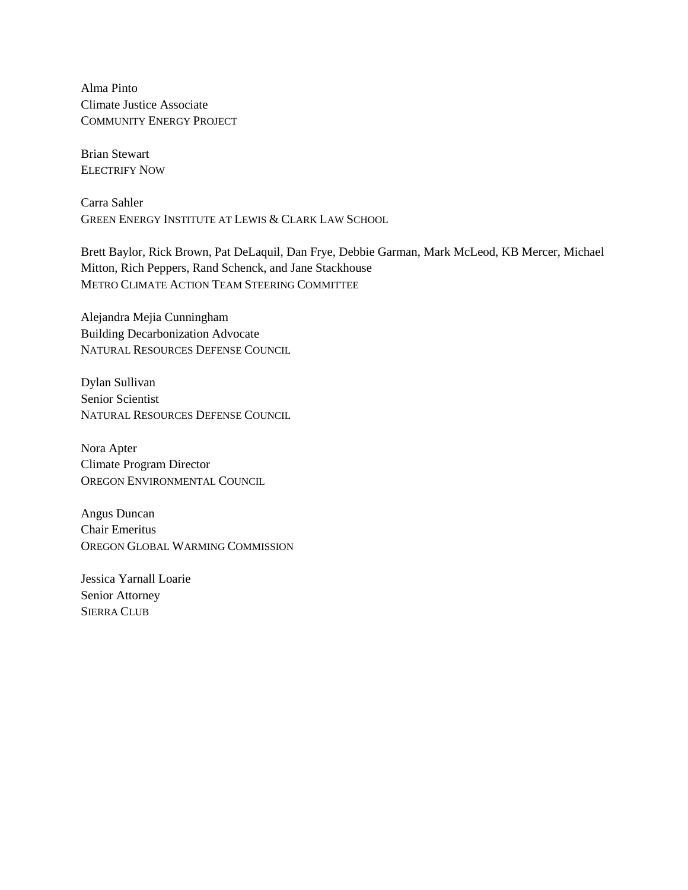Alma Pinto  
Climate Justice Associate  
COMMUNITY ENERGY PROJECT

Brian Stewart  
ELECTRIFY NOW

Carra Sahler  
GREEN ENERGY INSTITUTE AT LEWIS & CLARK LAW SCHOOL

Brett Baylor, Rick Brown, Pat DeLaquil, Dan Frye, Debbie Garman, Mark McLeod, KB Mercer, Michael Mitton, Rich Peppers, Rand Schenck, and Jane Stackhouse  
METRO CLIMATE ACTION TEAM STEERING COMMITTEE

Alejandra Mejia Cunningham  
Building Decarbonization Advocate  
NATURAL RESOURCES DEFENSE COUNCIL

Dylan Sullivan  
Senior Scientist  
NATURAL RESOURCES DEFENSE COUNCIL

Nora Apter  
Climate Program Director  
OREGON ENVIRONMENTAL COUNCIL

Angus Duncan  
Chair Emeritus  
OREGON GLOBAL WARMING COMMISSION

Jessica Yarnall Loarie  
Senior Attorney  
SIERRA CLUB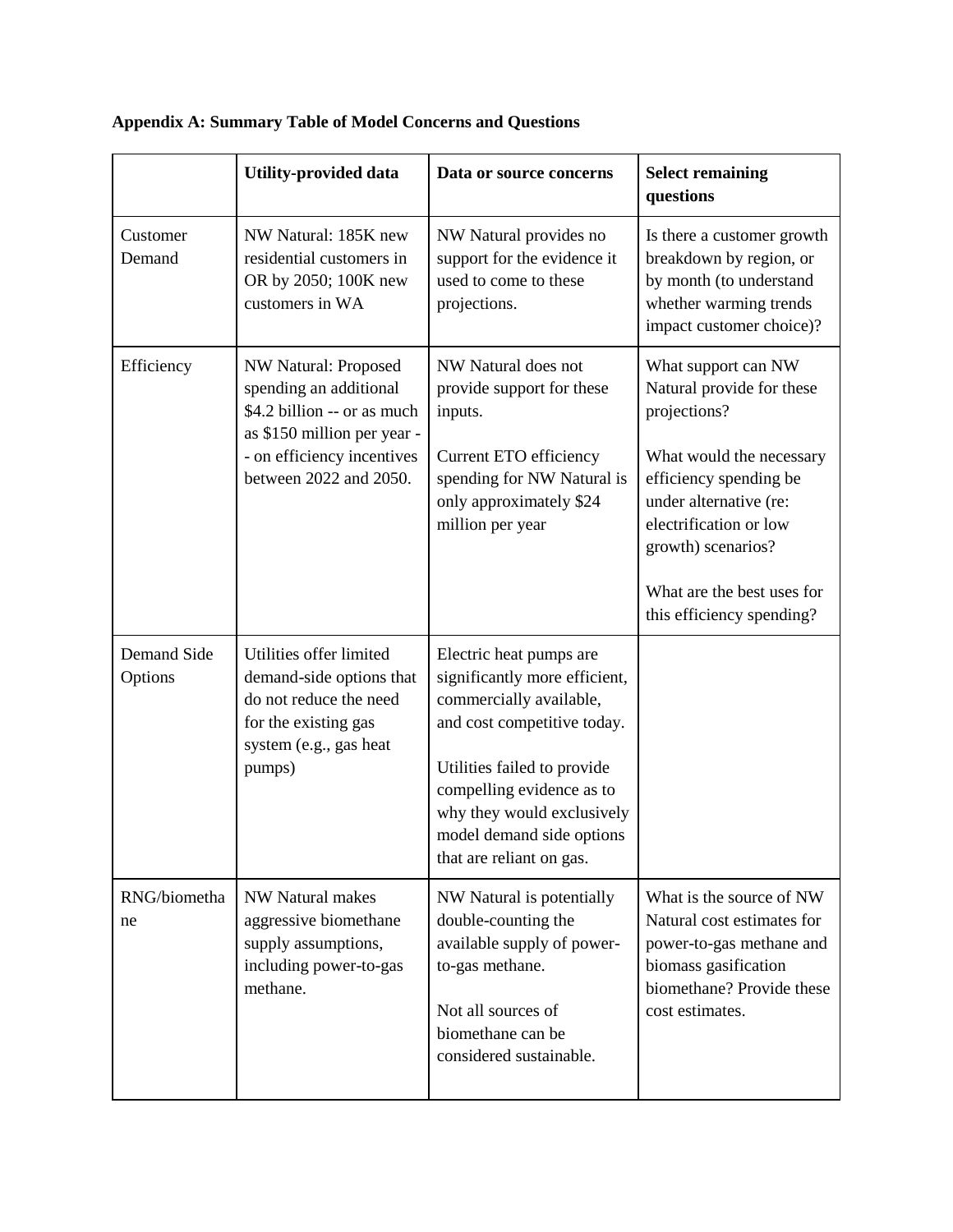**Appendix A: Summary Table of Model Concerns and Questions**

| | Utility-provided data | Data or source concerns | Select remaining questions |
|---|---|---|---|
| Customer Demand | NW Natural: 185K new residential customers in OR by 2050; 100K new customers in WA | NW Natural provides no support for the evidence it used to come to these projections. | Is there a customer growth breakdown by region, or by month (to understand whether warming trends impact customer choice)? |
| Efficiency | NW Natural: Proposed spending an additional $4.2 billion -- or as much as $150 million per year -- on efficiency incentives between 2022 and 2050. | NW Natural does not provide support for these inputs.<br><br>Current ETO efficiency spending for NW Natural is only approximately $24 million per year | What support can NW Natural provide for these projections?<br><br>What would the necessary efficiency spending be under alternative (re: electrification or low growth) scenarios?<br><br>What are the best uses for this efficiency spending? |
| Demand Side Options | Utilities offer limited demand-side options that do not reduce the need for the existing gas system (e.g., gas heat pumps) | Electric heat pumps are significantly more efficient, commercially available, and cost competitive today.<br><br>Utilities failed to provide compelling evidence as to why they would exclusively model demand side options that are reliant on gas. | |
| RNG/biomethane | NW Natural makes aggressive biomethane supply assumptions, including power-to-gas methane. | NW Natural is potentially double-counting the available supply of power-to-gas methane.<br><br>Not all sources of biomethane can be considered sustainable. | What is the source of NW Natural cost estimates for power-to-gas methane and biomass gasification biomethane? Provide these cost estimates. |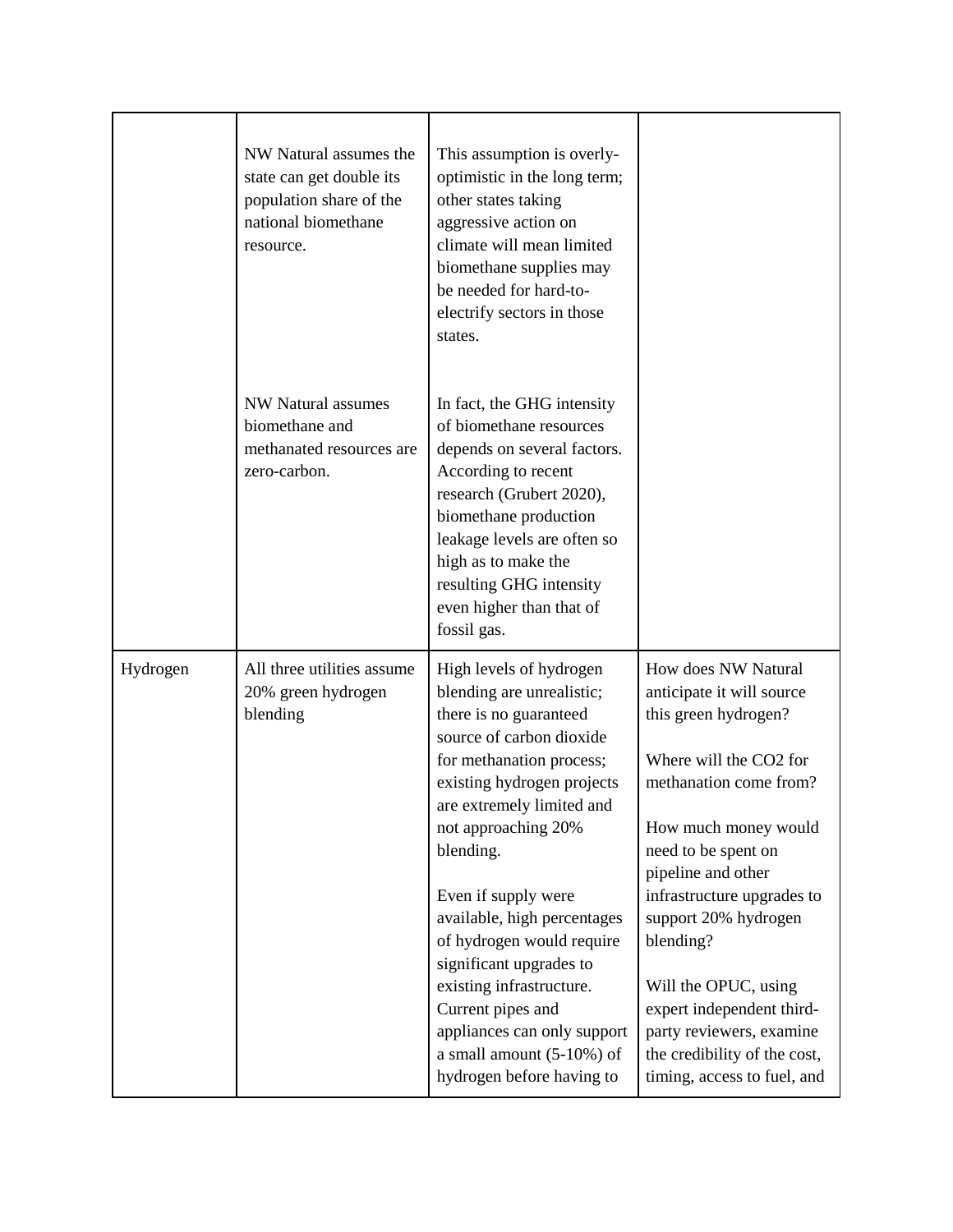| | | | |
|---|---|---|---|
| | NW Natural assumes the state can get double its population share of the national biomethane resource. | This assumption is overly-optimistic in the long term; other states taking aggressive action on climate will mean limited biomethane supplies may be needed for hard-to-electrify sectors in those states. | |
| | NW Natural assumes biomethane and methanated resources are zero-carbon. | In fact, the GHG intensity of biomethane resources depends on several factors. According to recent research (Grubert 2020), biomethane production leakage levels are often so high as to make the resulting GHG intensity even higher than that of fossil gas. | |
| Hydrogen | All three utilities assume 20% green hydrogen blending | High levels of hydrogen blending are unrealistic; there is no guaranteed source of carbon dioxide for methanation process; existing hydrogen projects are extremely limited and not approaching 20% blending.<br><br>Even if supply were available, high percentages of hydrogen would require significant upgrades to existing infrastructure. Current pipes and appliances can only support a small amount (5-10%) of hydrogen before having to | How does NW Natural anticipate it will source this green hydrogen?<br><br>Where will the CO2 for methanation come from?<br><br>How much money would need to be spent on pipeline and other infrastructure upgrades to support 20% hydrogen blending?<br><br>Will the OPUC, using expert independent third-party reviewers, examine the credibility of the cost, timing, access to fuel, and |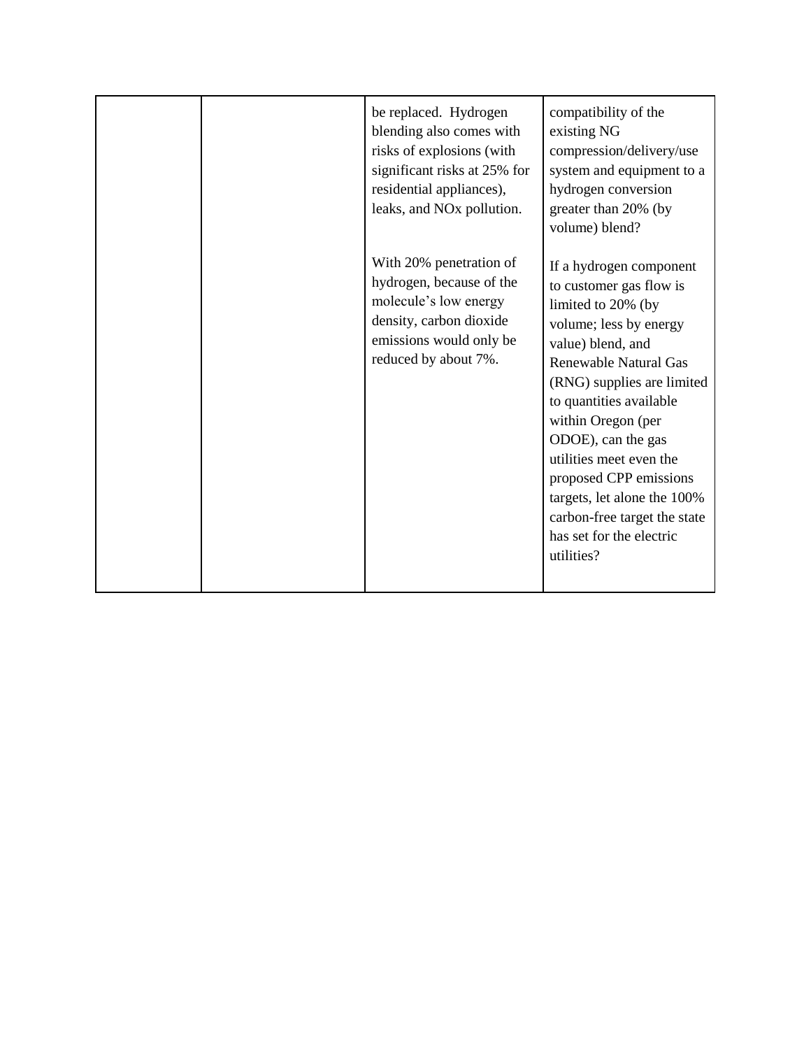| | | | |
|---|---|---|---|
| | | be replaced. Hydrogen blending also comes with risks of explosions (with significant risks at 25% for residential appliances), leaks, and NOx pollution.<br><br>With 20% penetration of hydrogen, because of the molecule's low energy density, carbon dioxide emissions would only be reduced by about 7%. | compatibility of the existing NG compression/delivery/use system and equipment to a hydrogen conversion greater than 20% (by volume) blend?<br><br>If a hydrogen component to customer gas flow is limited to 20% (by volume; less by energy value) blend, and Renewable Natural Gas (RNG) supplies are limited to quantities available within Oregon (per ODOE), can the gas utilities meet even the proposed CPP emissions targets, let alone the 100% carbon-free target the state has set for the electric utilities? |